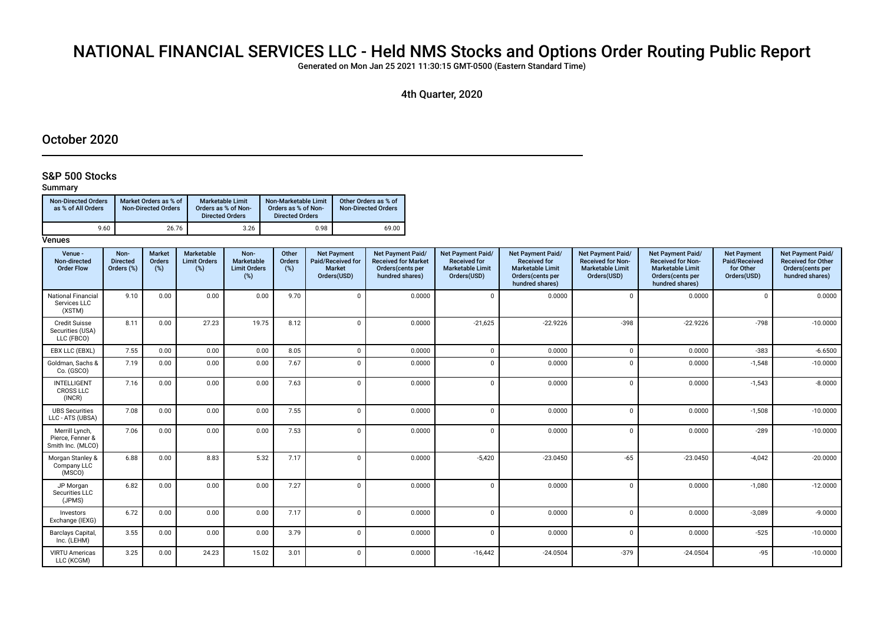# NATIONAL FINANCIAL SERVICES LLC - Held NMS Stocks and Options Order Routing Public Report

Generated on Mon Jan 25 2021 11:30:15 GMT-0500 (Eastern Standard Time)

4th Quarter, 2020

## October 2020

### S&P 500 Stocks

**Summary**

| Non-Directed Orders as % of All Orders | Market Orders as % of Non-Directed Orders | Marketable Limit Orders as % of Non-Directed Orders | Non-Marketable Limit Orders as % of Non-Directed Orders | Other Orders as % of Non-Directed Orders |
|---|---|---|---|---|
| 9.60 | 26.76 | 3.26 | 0.98 | 69.00 |

**Venues**

| Venue - Non-directed Order Flow | Non-Directed Orders (%) | Market Orders (%) | Marketable Limit Orders (%) | Non-Marketable Limit Orders (%) | Other Orders (%) | Net Payment Paid/Received for Market Orders(USD) | Net Payment Paid/Received for Market Orders(cents per hundred shares) | Net Payment Paid/Received for Marketable Limit Orders(USD) | Net Payment Paid/Received for Marketable Limit Orders(cents per hundred shares) | Net Payment Paid/Received for Non-Marketable Limit Orders(USD) | Net Payment Paid/Received for Non-Marketable Limit Orders(cents per hundred shares) | Net Payment Paid/Received for Other Orders(USD) | Net Payment Paid/Received for Other Orders(cents per hundred shares) |
|---|---|---|---|---|---|---|---|---|---|---|---|---|---|
| National Financial Services LLC (XSTM) | 9.10 | 0.00 | 0.00 | 0.00 | 9.70 | 0 | 0.0000 | 0 | 0.0000 | 0 | 0.0000 | 0 | 0.0000 |
| Credit Suisse Securities (USA) LLC (FBCO) | 8.11 | 0.00 | 27.23 | 19.75 | 8.12 | 0 | 0.0000 | -21,625 | -22.9226 | -398 | -22.9226 | -798 | -10.0000 |
| EBX LLC (EBXL) | 7.55 | 0.00 | 0.00 | 0.00 | 8.05 | 0 | 0.0000 | 0 | 0.0000 | 0 | 0.0000 | -383 | -6.6500 |
| Goldman, Sachs & Co. (GSCO) | 7.19 | 0.00 | 0.00 | 0.00 | 7.67 | 0 | 0.0000 | 0 | 0.0000 | 0 | 0.0000 | -1,548 | -10.0000 |
| INTELLIGENT CROSS LLC (INCR) | 7.16 | 0.00 | 0.00 | 0.00 | 7.63 | 0 | 0.0000 | 0 | 0.0000 | 0 | 0.0000 | -1,543 | -8.0000 |
| UBS Securities LLC - ATS (UBSA) | 7.08 | 0.00 | 0.00 | 0.00 | 7.55 | 0 | 0.0000 | 0 | 0.0000 | 0 | 0.0000 | -1,508 | -10.0000 |
| Merrill Lynch, Pierce, Fenner & Smith Inc. (MLCO) | 7.06 | 0.00 | 0.00 | 0.00 | 7.53 | 0 | 0.0000 | 0 | 0.0000 | 0 | 0.0000 | -289 | -10.0000 |
| Morgan Stanley & Company LLC (MSCO) | 6.88 | 0.00 | 8.83 | 5.32 | 7.17 | 0 | 0.0000 | -5,420 | -23.0450 | -65 | -23.0450 | -4,042 | -20.0000 |
| JP Morgan Securities LLC (JPMS) | 6.82 | 0.00 | 0.00 | 0.00 | 7.27 | 0 | 0.0000 | 0 | 0.0000 | 0 | 0.0000 | -1,080 | -12.0000 |
| Investors Exchange (IEXG) | 6.72 | 0.00 | 0.00 | 0.00 | 7.17 | 0 | 0.0000 | 0 | 0.0000 | 0 | 0.0000 | -3,089 | -9.0000 |
| Barclays Capital, Inc. (LEHM) | 3.55 | 0.00 | 0.00 | 0.00 | 3.79 | 0 | 0.0000 | 0 | 0.0000 | 0 | 0.0000 | -525 | -10.0000 |
| VIRTU Americas LLC (KCGM) | 3.25 | 0.00 | 24.23 | 15.02 | 3.01 | 0 | 0.0000 | -16,442 | -24.0504 | -379 | -24.0504 | -95 | -10.0000 |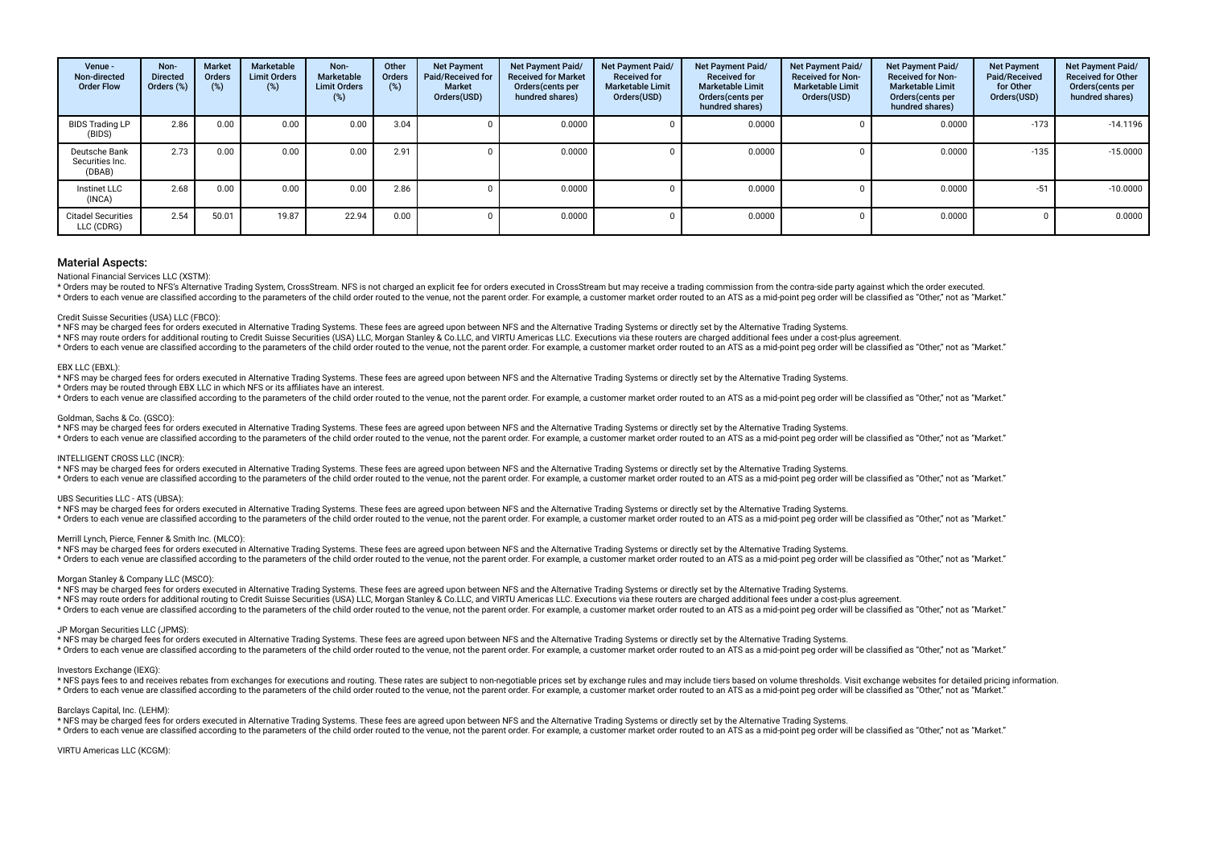| Venue - Non-directed Order Flow | Non-Directed Orders (%) | Market Orders (%) | Marketable Limit Orders (%) | Non-Marketable Limit Orders (%) | Other Orders (%) | Net Payment Paid/Received for Market Orders(USD) | Net Payment Paid/ Received for Market Orders(cents per hundred shares) | Net Payment Paid/ Received for Marketable Limit Orders(USD) | Net Payment Paid/ Received for Marketable Limit Orders(cents per hundred shares) | Net Payment Paid/ Received for Non-Marketable Limit Orders(USD) | Net Payment Paid/ Received for Non-Marketable Limit Orders(cents per hundred shares) | Net Payment Paid/Received for Other Orders(USD) | Net Payment Paid/ Received for Other Orders(cents per hundred shares) |
|---|---|---|---|---|---|---|---|---|---|---|---|---|---|
| BIDS Trading LP (BIDS) | 2.86 | 0.00 | 0.00 | 0.00 | 3.04 | 0 | 0.0000 | 0 | 0.0000 | 0 | 0.0000 | -173 | -14.1196 |
| Deutsche Bank Securities Inc. (DBAB) | 2.73 | 0.00 | 0.00 | 0.00 | 2.91 | 0 | 0.0000 | 0 | 0.0000 | 0 | 0.0000 | -135 | -15.0000 |
| Instinet LLC (INCA) | 2.68 | 0.00 | 0.00 | 0.00 | 2.86 | 0 | 0.0000 | 0 | 0.0000 | 0 | 0.0000 | -51 | -10.0000 |
| Citadel Securities LLC (CDRG) | 2.54 | 50.01 | 19.87 | 22.94 | 0.00 | 0 | 0.0000 | 0 | 0.0000 | 0 | 0.0000 | 0 | 0.0000 |

## Material Aspects:

National Financial Services LLC (XSTM):

* Orders may be routed to NFS's Alternative Trading System, CrossStream. NFS is not charged an explicit fee for orders executed in CrossStream but may receive a trading commission from the contra-side party against which the order executed.
* Orders to each venue are classified according to the parameters of the child order routed to the venue, not the parent order. For example, a customer market order routed to an ATS as a mid-point peg order will be classified as "Other," not as "Market."

Credit Suisse Securities (USA) LLC (FBCO):

* NFS may be charged fees for orders executed in Alternative Trading Systems. These fees are agreed upon between NFS and the Alternative Trading Systems or directly set by the Alternative Trading Systems.
* NFS may route orders for additional routing to Credit Suisse Securities (USA) LLC, Morgan Stanley & Co.LLC, and VIRTU Americas LLC. Executions via these routers are charged additional fees under a cost-plus agreement.
* Orders to each venue are classified according to the parameters of the child order routed to the venue, not the parent order. For example, a customer market order routed to an ATS as a mid-point peg order will be classified as "Other," not as "Market."

EBX LLC (EBXL):

* NFS may be charged fees for orders executed in Alternative Trading Systems. These fees are agreed upon between NFS and the Alternative Trading Systems or directly set by the Alternative Trading Systems.
* Orders may be routed through EBX LLC in which NFS or its affiliates have an interest.
* Orders to each venue are classified according to the parameters of the child order routed to the venue, not the parent order. For example, a customer market order routed to an ATS as a mid-point peg order will be classified as "Other," not as "Market."

Goldman, Sachs & Co. (GSCO):

* NFS may be charged fees for orders executed in Alternative Trading Systems. These fees are agreed upon between NFS and the Alternative Trading Systems or directly set by the Alternative Trading Systems.
* Orders to each venue are classified according to the parameters of the child order routed to the venue, not the parent order. For example, a customer market order routed to an ATS as a mid-point peg order will be classified as "Other," not as "Market."

INTELLIGENT CROSS LLC (INCR):

* NFS may be charged fees for orders executed in Alternative Trading Systems. These fees are agreed upon between NFS and the Alternative Trading Systems or directly set by the Alternative Trading Systems.
* Orders to each venue are classified according to the parameters of the child order routed to the venue, not the parent order. For example, a customer market order routed to an ATS as a mid-point peg order will be classified as "Other," not as "Market."

UBS Securities LLC - ATS (UBSA):

* NFS may be charged fees for orders executed in Alternative Trading Systems. These fees are agreed upon between NFS and the Alternative Trading Systems or directly set by the Alternative Trading Systems.
* Orders to each venue are classified according to the parameters of the child order routed to the venue, not the parent order. For example, a customer market order routed to an ATS as a mid-point peg order will be classified as "Other," not as "Market."

Merrill Lynch, Pierce, Fenner & Smith Inc. (MLCO):

* NFS may be charged fees for orders executed in Alternative Trading Systems. These fees are agreed upon between NFS and the Alternative Trading Systems or directly set by the Alternative Trading Systems.
* Orders to each venue are classified according to the parameters of the child order routed to the venue, not the parent order. For example, a customer market order routed to an ATS as a mid-point peg order will be classified as "Other," not as "Market."

Morgan Stanley & Company LLC (MSCO):

* NFS may be charged fees for orders executed in Alternative Trading Systems. These fees are agreed upon between NFS and the Alternative Trading Systems or directly set by the Alternative Trading Systems.
* NFS may route orders for additional routing to Credit Suisse Securities (USA) LLC, Morgan Stanley & Co.LLC, and VIRTU Americas LLC. Executions via these routers are charged additional fees under a cost-plus agreement.
* Orders to each venue are classified according to the parameters of the child order routed to the venue, not the parent order. For example, a customer market order routed to an ATS as a mid-point peg order will be classified as "Other," not as "Market."

JP Morgan Securities LLC (JPMS):

* NFS may be charged fees for orders executed in Alternative Trading Systems. These fees are agreed upon between NFS and the Alternative Trading Systems or directly set by the Alternative Trading Systems.
* Orders to each venue are classified according to the parameters of the child order routed to the venue, not the parent order. For example, a customer market order routed to an ATS as a mid-point peg order will be classified as "Other," not as "Market."

Investors Exchange (IEXG):

* NFS pays fees to and receives rebates from exchanges for executions and routing. These rates are subject to non-negotiable prices set by exchange rules and may include tiers based on volume thresholds. Visit exchange websites for detailed pricing information.
* Orders to each venue are classified according to the parameters of the child order routed to the venue, not the parent order. For example, a customer market order routed to an ATS as a mid-point peg order will be classified as "Other," not as "Market."

Barclays Capital, Inc. (LEHM):

* NFS may be charged fees for orders executed in Alternative Trading Systems. These fees are agreed upon between NFS and the Alternative Trading Systems or directly set by the Alternative Trading Systems.
* Orders to each venue are classified according to the parameters of the child order routed to the venue, not the parent order. For example, a customer market order routed to an ATS as a mid-point peg order will be classified as "Other," not as "Market."

VIRTU Americas LLC (KCGM):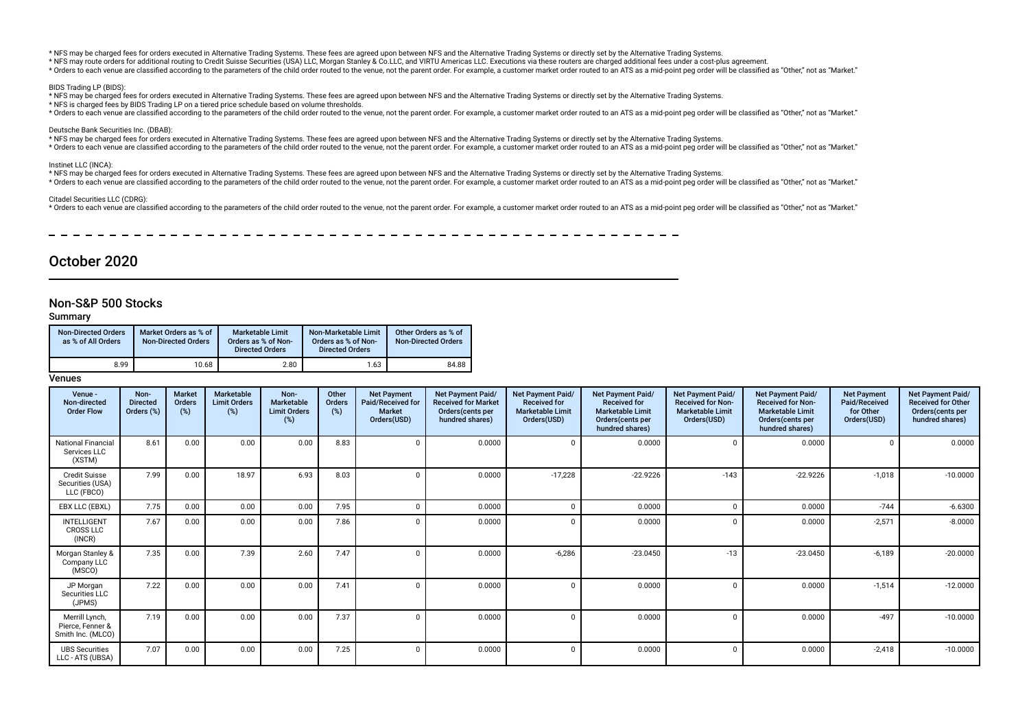* NFS may be charged fees for orders executed in Alternative Trading Systems. These fees are agreed upon between NFS and the Alternative Trading Systems or directly set by the Alternative Trading Systems.
* NFS may route orders for additional routing to Credit Suisse Securities (USA) LLC, Morgan Stanley & Co.LLC, and VIRTU Americas LLC. Executions via these routers are charged additional fees under a cost-plus agreement.
* Orders to each venue are classified according to the parameters of the child order routed to the venue, not the parent order. For example, a customer market order routed to an ATS as a mid-point peg order will be classified as "Other," not as "Market."

BIDS Trading LP (BIDS):
* NFS may be charged fees for orders executed in Alternative Trading Systems. These fees are agreed upon between NFS and the Alternative Trading Systems or directly set by the Alternative Trading Systems.
* NFS is charged fees by BIDS Trading LP on a tiered price schedule based on volume thresholds.
* Orders to each venue are classified according to the parameters of the child order routed to the venue, not the parent order. For example, a customer market order routed to an ATS as a mid-point peg order will be classified as "Other," not as "Market."

Deutsche Bank Securities Inc. (DBAB):
* NFS may be charged fees for orders executed in Alternative Trading Systems. These fees are agreed upon between NFS and the Alternative Trading Systems or directly set by the Alternative Trading Systems.
* Orders to each venue are classified according to the parameters of the child order routed to the venue, not the parent order. For example, a customer market order routed to an ATS as a mid-point peg order will be classified as "Other," not as "Market."

Instinet LLC (INCA):
* NFS may be charged fees for orders executed in Alternative Trading Systems. These fees are agreed upon between NFS and the Alternative Trading Systems or directly set by the Alternative Trading Systems.
* Orders to each venue are classified according to the parameters of the child order routed to the venue, not the parent order. For example, a customer market order routed to an ATS as a mid-point peg order will be classified as "Other," not as "Market."

Citadel Securities LLC (CDRG):
* Orders to each venue are classified according to the parameters of the child order routed to the venue, not the parent order. For example, a customer market order routed to an ATS as a mid-point peg order will be classified as "Other," not as "Market."

# October 2020

## Non-S&P 500 Stocks

### Summary

| Non-Directed Orders as % of All Orders | Market Orders as % of Non-Directed Orders | Marketable Limit Orders as % of Non-Directed Orders | Non-Marketable Limit Orders as % of Non-Directed Orders | Other Orders as % of Non-Directed Orders |
|---|---|---|---|---|
| 8.99 | 10.68 | 2.80 | 1.63 | 84.88 |

### Venues

| Venue - Non-directed Order Flow | Non-Directed Orders (%) | Market Orders (%) | Marketable Limit Orders (%) | Non-Marketable Limit Orders (%) | Other Orders (%) | Net Payment Paid/Received for Market Orders(USD) | Net Payment Paid/Received for Market Orders(cents per hundred shares) | Net Payment Paid/Received for Marketable Limit Orders(USD) | Net Payment Paid/Received for Marketable Limit Orders(cents per hundred shares) | Net Payment Paid/Received for Non-Marketable Limit Orders(USD) | Net Payment Paid/Received for Non-Marketable Limit Orders(cents per hundred shares) | Net Payment Paid/Received for Other Orders(USD) | Net Payment Paid/Received for Other Orders(cents per hundred shares) |
|---|---|---|---|---|---|---|---|---|---|---|---|---|---|
| National Financial Services LLC (XSTM) | 8.61 | 0.00 | 0.00 | 0.00 | 8.83 | 0 | 0.0000 | 0 | 0.0000 | 0 | 0.0000 | 0 | 0.0000 |
| Credit Suisse Securities (USA) LLC (FBCO) | 7.99 | 0.00 | 18.97 | 6.93 | 8.03 | 0 | 0.0000 | -17,228 | -22.9226 | -143 | -22.9226 | -1,018 | -10.0000 |
| EBX LLC (EBXL) | 7.75 | 0.00 | 0.00 | 0.00 | 7.95 | 0 | 0.0000 | 0 | 0.0000 | 0 | 0.0000 | -744 | -6.6300 |
| INTELLIGENT CROSS LLC (INCR) | 7.67 | 0.00 | 0.00 | 0.00 | 7.86 | 0 | 0.0000 | 0 | 0.0000 | 0 | 0.0000 | -2,571 | -8.0000 |
| Morgan Stanley & Company LLC (MSCO) | 7.35 | 0.00 | 7.39 | 2.60 | 7.47 | 0 | 0.0000 | -6,286 | -23.0450 | -13 | -23.0450 | -6,189 | -20.0000 |
| JP Morgan Securities LLC (JPMS) | 7.22 | 0.00 | 0.00 | 0.00 | 7.41 | 0 | 0.0000 | 0 | 0.0000 | 0 | 0.0000 | -1,514 | -12.0000 |
| Merrill Lynch, Pierce, Fenner & Smith Inc. (MLCO) | 7.19 | 0.00 | 0.00 | 0.00 | 7.37 | 0 | 0.0000 | 0 | 0.0000 | 0 | 0.0000 | -497 | -10.0000 |
| UBS Securities LLC - ATS (UBSA) | 7.07 | 0.00 | 0.00 | 0.00 | 7.25 | 0 | 0.0000 | 0 | 0.0000 | 0 | 0.0000 | -2,418 | -10.0000 |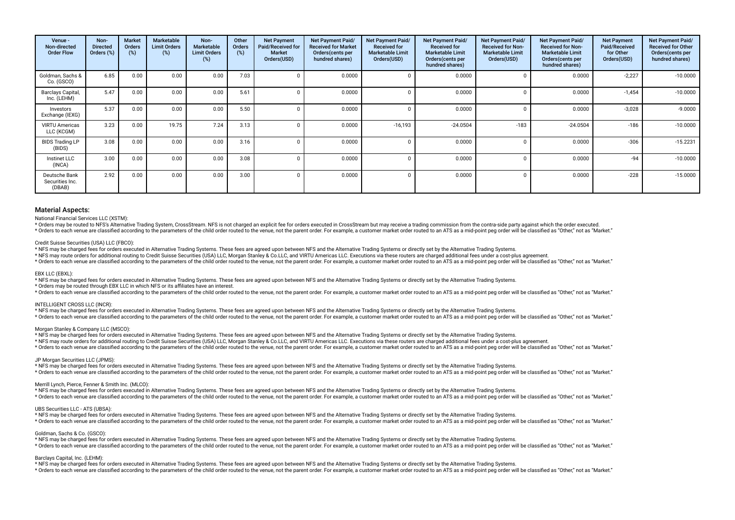| Venue - Non-directed Order Flow | Non-Directed Orders (%) | Market Orders (%) | Marketable Limit Orders (%) | Non-Marketable Limit Orders (%) | Other Orders (%) | Net Payment Paid/Received for Market Orders(USD) | Net Payment Paid/ Received for Market Orders(cents per hundred shares) | Net Payment Paid/ Received for Marketable Limit Orders(USD) | Net Payment Paid/ Received for Marketable Limit Orders(cents per hundred shares) | Net Payment Paid/ Received for Non-Marketable Limit Orders(USD) | Net Payment Paid/ Received for Non-Marketable Limit Orders(cents per hundred shares) | Net Payment Paid/Received for Other Orders(USD) | Net Payment Paid/ Received for Other Orders(cents per hundred shares) |
|---|---|---|---|---|---|---|---|---|---|---|---|---|---|
| Goldman, Sachs & Co. (GSCO) | 6.85 | 0.00 | 0.00 | 0.00 | 7.03 | 0 | 0.0000 | 0 | 0.0000 | 0 | 0.0000 | -2,227 | -10.0000 |
| Barclays Capital, Inc. (LEHM) | 5.47 | 0.00 | 0.00 | 0.00 | 5.61 | 0 | 0.0000 | 0 | 0.0000 | 0 | 0.0000 | -1,454 | -10.0000 |
| Investors Exchange (IEXG) | 5.37 | 0.00 | 0.00 | 0.00 | 5.50 | 0 | 0.0000 | 0 | 0.0000 | 0 | 0.0000 | -3,028 | -9.0000 |
| VIRTU Americas LLC (KCGM) | 3.23 | 0.00 | 19.75 | 7.24 | 3.13 | 0 | 0.0000 | -16,193 | -24.0504 | -183 | -24.0504 | -186 | -10.0000 |
| BIDS Trading LP (BIDS) | 3.08 | 0.00 | 0.00 | 0.00 | 3.16 | 0 | 0.0000 | 0 | 0.0000 | 0 | 0.0000 | -306 | -15.2231 |
| Instinet LLC (INCA) | 3.00 | 0.00 | 0.00 | 0.00 | 3.08 | 0 | 0.0000 | 0 | 0.0000 | 0 | 0.0000 | -94 | -10.0000 |
| Deutsche Bank Securities Inc. (DBAB) | 2.92 | 0.00 | 0.00 | 0.00 | 3.00 | 0 | 0.0000 | 0 | 0.0000 | 0 | 0.0000 | -228 | -15.0000 |

## Material Aspects:

National Financial Services LLC (XSTM):

* Orders may be routed to NFS's Alternative Trading System, CrossStream. NFS is not charged an explicit fee for orders executed in CrossStream but may receive a trading commission from the contra-side party against which the order executed.
* Orders to each venue are classified according to the parameters of the child order routed to the venue, not the parent order. For example, a customer market order routed to an ATS as a mid-point peg order will be classified as "Other," not as "Market."

Credit Suisse Securities (USA) LLC (FBCO):

* NFS may be charged fees for orders executed in Alternative Trading Systems. These fees are agreed upon between NFS and the Alternative Trading Systems or directly set by the Alternative Trading Systems.
* NFS may route orders for additional routing to Credit Suisse Securities (USA) LLC, Morgan Stanley & Co.LLC, and VIRTU Americas LLC. Executions via these routers are charged additional fees under a cost-plus agreement.
* Orders to each venue are classified according to the parameters of the child order routed to the venue, not the parent order. For example, a customer market order routed to an ATS as a mid-point peg order will be classified as "Other," not as "Market."

EBX LLC (EBXL):

* NFS may be charged fees for orders executed in Alternative Trading Systems. These fees are agreed upon between NFS and the Alternative Trading Systems or directly set by the Alternative Trading Systems.
* Orders may be routed through EBX LLC in which NFS or its affiliates have an interest.
* Orders to each venue are classified according to the parameters of the child order routed to the venue, not the parent order. For example, a customer market order routed to an ATS as a mid-point peg order will be classified as "Other," not as "Market."

INTELLIGENT CROSS LLC (INCR):

* NFS may be charged fees for orders executed in Alternative Trading Systems. These fees are agreed upon between NFS and the Alternative Trading Systems or directly set by the Alternative Trading Systems.
* Orders to each venue are classified according to the parameters of the child order routed to the venue, not the parent order. For example, a customer market order routed to an ATS as a mid-point peg order will be classified as "Other," not as "Market."

Morgan Stanley & Company LLC (MSCO):

* NFS may be charged fees for orders executed in Alternative Trading Systems. These fees are agreed upon between NFS and the Alternative Trading Systems or directly set by the Alternative Trading Systems.
* NFS may route orders for additional routing to Credit Suisse Securities (USA) LLC, Morgan Stanley & Co.LLC, and VIRTU Americas LLC. Executions via these routers are charged additional fees under a cost-plus agreement.
* Orders to each venue are classified according to the parameters of the child order routed to the venue, not the parent order. For example, a customer market order routed to an ATS as a mid-point peg order will be classified as "Other," not as "Market."

JP Morgan Securities LLC (JPMS):

* NFS may be charged fees for orders executed in Alternative Trading Systems. These fees are agreed upon between NFS and the Alternative Trading Systems or directly set by the Alternative Trading Systems.
* Orders to each venue are classified according to the parameters of the child order routed to the venue, not the parent order. For example, a customer market order routed to an ATS as a mid-point peg order will be classified as "Other," not as "Market."

Merrill Lynch, Pierce, Fenner & Smith Inc. (MLCO):

* NFS may be charged fees for orders executed in Alternative Trading Systems. These fees are agreed upon between NFS and the Alternative Trading Systems or directly set by the Alternative Trading Systems.
* Orders to each venue are classified according to the parameters of the child order routed to the venue, not the parent order. For example, a customer market order routed to an ATS as a mid-point peg order will be classified as "Other," not as "Market."

UBS Securities LLC - ATS (UBSA):

* NFS may be charged fees for orders executed in Alternative Trading Systems. These fees are agreed upon between NFS and the Alternative Trading Systems or directly set by the Alternative Trading Systems.
* Orders to each venue are classified according to the parameters of the child order routed to the venue, not the parent order. For example, a customer market order routed to an ATS as a mid-point peg order will be classified as "Other," not as "Market."

Goldman, Sachs & Co. (GSCO):

* NFS may be charged fees for orders executed in Alternative Trading Systems. These fees are agreed upon between NFS and the Alternative Trading Systems or directly set by the Alternative Trading Systems.
* Orders to each venue are classified according to the parameters of the child order routed to the venue, not the parent order. For example, a customer market order routed to an ATS as a mid-point peg order will be classified as "Other," not as "Market."

Barclays Capital, Inc. (LEHM):

* NFS may be charged fees for orders executed in Alternative Trading Systems. These fees are agreed upon between NFS and the Alternative Trading Systems or directly set by the Alternative Trading Systems.
* Orders to each venue are classified according to the parameters of the child order routed to the venue, not the parent order. For example, a customer market order routed to an ATS as a mid-point peg order will be classified as "Other," not as "Market."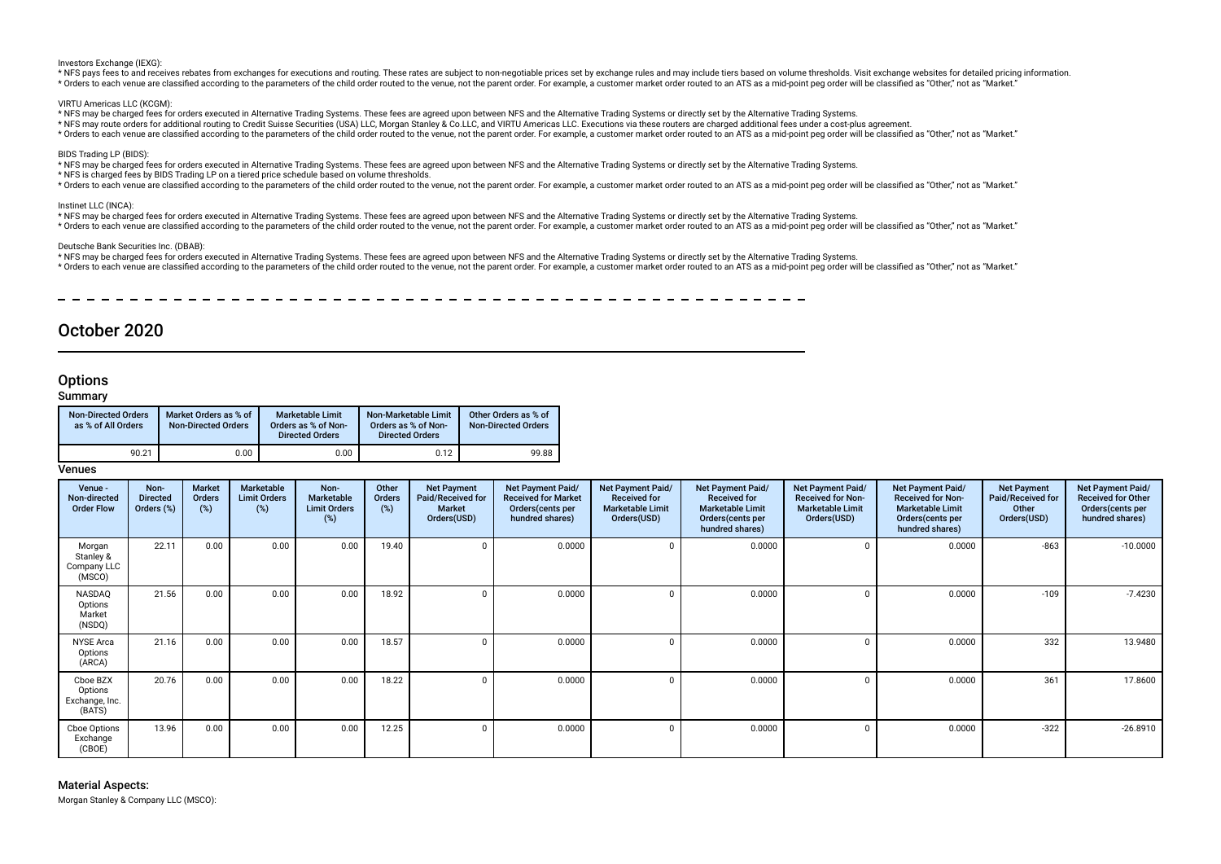Investors Exchange (IEXG):

* NFS pays fees to and receives rebates from exchanges for executions and routing. These rates are subject to non-negotiable prices set by exchange rules and may include tiers based on volume thresholds. Visit exchange websites for detailed pricing information.
* Orders to each venue are classified according to the parameters of the child order routed to the venue, not the parent order. For example, a customer market order routed to an ATS as a mid-point peg order will be classified as "Other," not as "Market."

VIRTU Americas LLC (KCGM):

* NFS may be charged fees for orders executed in Alternative Trading Systems. These fees are agreed upon between NFS and the Alternative Trading Systems or directly set by the Alternative Trading Systems.
* NFS may route orders for additional routing to Credit Suisse Securities (USA) LLC, Morgan Stanley & Co.LLC, and VIRTU Americas LLC. Executions via these routers are charged additional fees under a cost-plus agreement.
* Orders to each venue are classified according to the parameters of the child order routed to the venue, not the parent order. For example, a customer market order routed to an ATS as a mid-point peg order will be classified as "Other," not as "Market."

BIDS Trading LP (BIDS):

* NFS may be charged fees for orders executed in Alternative Trading Systems. These fees are agreed upon between NFS and the Alternative Trading Systems or directly set by the Alternative Trading Systems.
* NFS is charged fees by BIDS Trading LP on a tiered price schedule based on volume thresholds.
* Orders to each venue are classified according to the parameters of the child order routed to the venue, not the parent order. For example, a customer market order routed to an ATS as a mid-point peg order will be classified as "Other," not as "Market."

Instinet LLC (INCA):

* NFS may be charged fees for orders executed in Alternative Trading Systems. These fees are agreed upon between NFS and the Alternative Trading Systems or directly set by the Alternative Trading Systems.
* Orders to each venue are classified according to the parameters of the child order routed to the venue, not the parent order. For example, a customer market order routed to an ATS as a mid-point peg order will be classified as "Other," not as "Market."

Deutsche Bank Securities Inc. (DBAB):

* NFS may be charged fees for orders executed in Alternative Trading Systems. These fees are agreed upon between NFS and the Alternative Trading Systems or directly set by the Alternative Trading Systems.
* Orders to each venue are classified according to the parameters of the child order routed to the venue, not the parent order. For example, a customer market order routed to an ATS as a mid-point peg order will be classified as "Other," not as "Market."

# October 2020

## Options

### Summary

| Non-Directed Orders as % of All Orders | Market Orders as % of Non-Directed Orders | Marketable Limit Orders as % of Non-Directed Orders | Non-Marketable Limit Orders as % of Non-Directed Orders | Other Orders as % of Non-Directed Orders |
|---|---|---|---|---|
| 90.21 | 0.00 | 0.00 | 0.12 | 99.88 |

### Venues

| Venue - Non-directed Order Flow | Non-Directed Orders (%) | Market Orders (%) | Marketable Limit Orders (%) | Non-Marketable Limit Orders (%) | Other Orders (%) | Net Payment Paid/Received for Market Orders(USD) | Net Payment Paid/Received for Market Orders(cents per hundred shares) | Net Payment Paid/Received for Marketable Limit Orders(USD) | Net Payment Paid/Received for Marketable Limit Orders(cents per hundred shares) | Net Payment Paid/Received for Non-Marketable Limit Orders(USD) | Net Payment Paid/Received for Non-Marketable Limit Orders(cents per hundred shares) | Net Payment Paid/Received for Other Orders(USD) | Net Payment Paid/Received for Other Orders(cents per hundred shares) |
|---|---|---|---|---|---|---|---|---|---|---|---|---|---|
| Morgan Stanley & Company LLC (MSCO) | 22.11 | 0.00 | 0.00 | 0.00 | 19.40 | 0 | 0.0000 | 0 | 0.0000 | 0 | 0.0000 | -863 | -10.0000 |
| NASDAQ Options Market (NSDQ) | 21.56 | 0.00 | 0.00 | 0.00 | 18.92 | 0 | 0.0000 | 0 | 0.0000 | 0 | 0.0000 | -109 | -7.4230 |
| NYSE Arca Options (ARCA) | 21.16 | 0.00 | 0.00 | 0.00 | 18.57 | 0 | 0.0000 | 0 | 0.0000 | 0 | 0.0000 | 332 | 13.9480 |
| Cboe BZX Options Exchange, Inc. (BATS) | 20.76 | 0.00 | 0.00 | 0.00 | 18.22 | 0 | 0.0000 | 0 | 0.0000 | 0 | 0.0000 | 361 | 17.8600 |
| Cboe Options Exchange (CBOE) | 13.96 | 0.00 | 0.00 | 0.00 | 12.25 | 0 | 0.0000 | 0 | 0.0000 | 0 | 0.0000 | -322 | -26.8910 |

### Material Aspects:

Morgan Stanley & Company LLC (MSCO):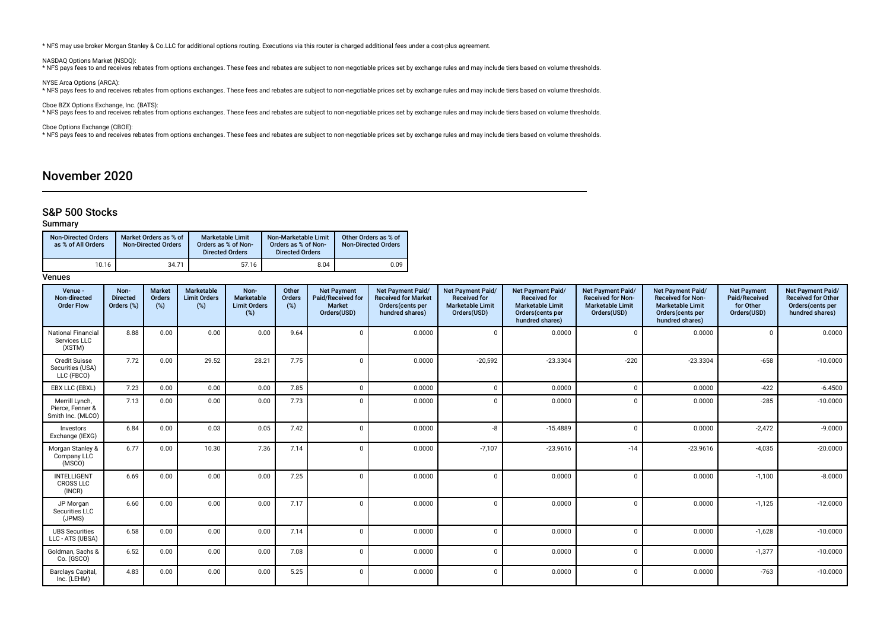* NFS may use broker Morgan Stanley & Co.LLC for additional options routing. Executions via this router is charged additional fees under a cost-plus agreement.

NASDAQ Options Market (NSDQ):
* NFS pays fees to and receives rebates from options exchanges. These fees and rebates are subject to non-negotiable prices set by exchange rules and may include tiers based on volume thresholds.

NYSE Arca Options (ARCA):
* NFS pays fees to and receives rebates from options exchanges. These fees and rebates are subject to non-negotiable prices set by exchange rules and may include tiers based on volume thresholds.

Cboe BZX Options Exchange, Inc. (BATS):
* NFS pays fees to and receives rebates from options exchanges. These fees and rebates are subject to non-negotiable prices set by exchange rules and may include tiers based on volume thresholds.

Cboe Options Exchange (CBOE):
* NFS pays fees to and receives rebates from options exchanges. These fees and rebates are subject to non-negotiable prices set by exchange rules and may include tiers based on volume thresholds.

# November 2020

## S&P 500 Stocks

### Summary

| Non-Directed Orders as % of All Orders | Market Orders as % of Non-Directed Orders | Marketable Limit Orders as % of Non-Directed Orders | Non-Marketable Limit Orders as % of Non-Directed Orders | Other Orders as % of Non-Directed Orders |
|---|---|---|---|---|
| 10.16 | 34.71 | 57.16 | 8.04 | 0.09 |

### Venues

| Venue - Non-directed Order Flow | Non-Directed Orders (%) | Market Orders (%) | Marketable Limit Orders (%) | Non-Marketable Limit Orders (%) | Other Orders (%) | Net Payment Paid/Received for Market Orders(USD) | Net Payment Paid/ Received for Market Orders(cents per hundred shares) | Net Payment Paid/ Received for Marketable Limit Orders(USD) | Net Payment Paid/ Received for Marketable Limit Orders(cents per hundred shares) | Net Payment Paid/ Received for Non-Marketable Limit Orders(USD) | Net Payment Paid/ Received for Non-Marketable Limit Orders(cents per hundred shares) | Net Payment Paid/Received for Other Orders(USD) | Net Payment Paid/ Received for Other Orders(cents per hundred shares) |
|---|---|---|---|---|---|---|---|---|---|---|---|---|---|
| National Financial Services LLC (XSTM) | 8.88 | 0.00 | 0.00 | 0.00 | 9.64 | 0 | 0.0000 | 0 | 0.0000 | 0 | 0.0000 | 0 | 0.0000 |
| Credit Suisse Securities (USA) LLC (FBCO) | 7.72 | 0.00 | 29.52 | 28.21 | 7.75 | 0 | 0.0000 | -20,592 | -23.3304 | -220 | -23.3304 | -658 | -10.0000 |
| EBX LLC (EBXL) | 7.23 | 0.00 | 0.00 | 0.00 | 7.85 | 0 | 0.0000 | 0 | 0.0000 | 0 | 0.0000 | -422 | -6.4500 |
| Merrill Lynch, Pierce, Fenner & Smith Inc. (MLCO) | 7.13 | 0.00 | 0.00 | 0.00 | 7.73 | 0 | 0.0000 | 0 | 0.0000 | 0 | 0.0000 | -285 | -10.0000 |
| Investors Exchange (IEXG) | 6.84 | 0.00 | 0.03 | 0.05 | 7.42 | 0 | 0.0000 | -8 | -15.4889 | 0 | 0.0000 | -2,472 | -9.0000 |
| Morgan Stanley & Company LLC (MSCO) | 6.77 | 0.00 | 10.30 | 7.36 | 7.14 | 0 | 0.0000 | -7,107 | -23.9616 | -14 | -23.9616 | -4,035 | -20.0000 |
| INTELLIGENT CROSS LLC (INCR) | 6.69 | 0.00 | 0.00 | 0.00 | 7.25 | 0 | 0.0000 | 0 | 0.0000 | 0 | 0.0000 | -1,100 | -8.0000 |
| JP Morgan Securities LLC (JPMS) | 6.60 | 0.00 | 0.00 | 0.00 | 7.17 | 0 | 0.0000 | 0 | 0.0000 | 0 | 0.0000 | -1,125 | -12.0000 |
| UBS Securities LLC - ATS (UBSA) | 6.58 | 0.00 | 0.00 | 0.00 | 7.14 | 0 | 0.0000 | 0 | 0.0000 | 0 | 0.0000 | -1,628 | -10.0000 |
| Goldman, Sachs & Co. (GSCO) | 6.52 | 0.00 | 0.00 | 0.00 | 7.08 | 0 | 0.0000 | 0 | 0.0000 | 0 | 0.0000 | -1,377 | -10.0000 |
| Barclays Capital, Inc. (LEHM) | 4.83 | 0.00 | 0.00 | 0.00 | 5.25 | 0 | 0.0000 | 0 | 0.0000 | 0 | 0.0000 | -763 | -10.0000 |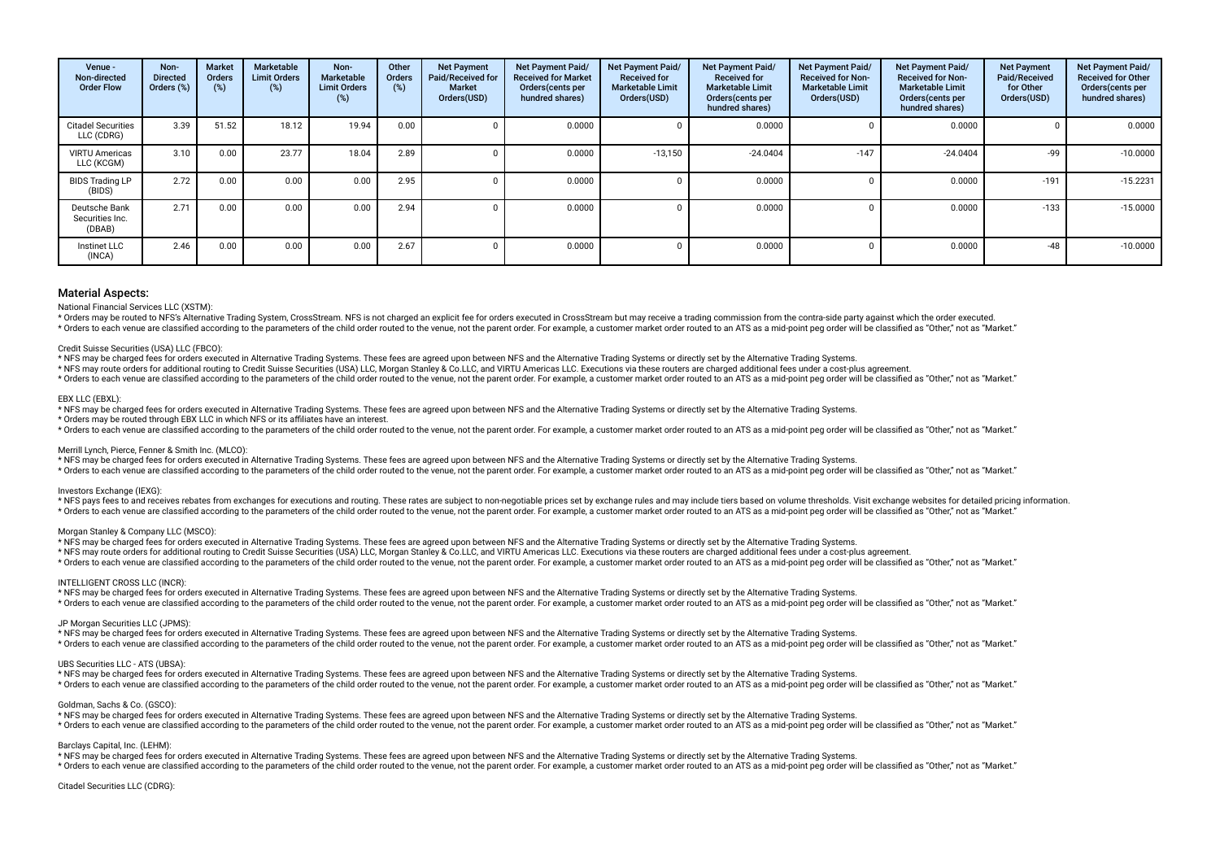| Venue - Non-directed Order Flow | Non-Directed Orders (%) | Market Orders (%) | Marketable Limit Orders (%) | Non-Marketable Limit Orders (%) | Other Orders (%) | Net Payment Paid/Received for Market Orders(USD) | Net Payment Paid/ Received for Market Orders(cents per hundred shares) | Net Payment Paid/ Received for Marketable Limit Orders(USD) | Net Payment Paid/ Received for Marketable Limit Orders(cents per hundred shares) | Net Payment Paid/ Received for Non-Marketable Limit Orders(USD) | Net Payment Paid/ Received for Non-Marketable Limit Orders(cents per hundred shares) | Net Payment Paid/Received for Other Orders(USD) | Net Payment Paid/ Received for Other Orders(cents per hundred shares) |
|---|---|---|---|---|---|---|---|---|---|---|---|---|---|
| Citadel Securities LLC (CDRG) | 3.39 | 51.52 | 18.12 | 19.94 | 0.00 | 0 | 0.0000 | 0 | 0.0000 | 0 | 0.0000 | 0 | 0.0000 |
| VIRTU Americas LLC (KCGM) | 3.10 | 0.00 | 23.77 | 18.04 | 2.89 | 0 | 0.0000 | -13,150 | -24.0404 | -147 | -24.0404 | -99 | -10.0000 |
| BIDS Trading LP (BIDS) | 2.72 | 0.00 | 0.00 | 0.00 | 2.95 | 0 | 0.0000 | 0 | 0.0000 | 0 | 0.0000 | -191 | -15.2231 |
| Deutsche Bank Securities Inc. (DBAB) | 2.71 | 0.00 | 0.00 | 0.00 | 2.94 | 0 | 0.0000 | 0 | 0.0000 | 0 | 0.0000 | -133 | -15.0000 |
| Instinet LLC (INCA) | 2.46 | 0.00 | 0.00 | 0.00 | 2.67 | 0 | 0.0000 | 0 | 0.0000 | 0 | 0.0000 | -48 | -10.0000 |

## Material Aspects:

National Financial Services LLC (XSTM):

* Orders may be routed to NFS's Alternative Trading System, CrossStream. NFS is not charged an explicit fee for orders executed in CrossStream but may receive a trading commission from the contra-side party against which the order executed.
* Orders to each venue are classified according to the parameters of the child order routed to the venue, not the parent order. For example, a customer market order routed to an ATS as a mid-point peg order will be classified as "Other," not as "Market."

Credit Suisse Securities (USA) LLC (FBCO):

* NFS may be charged fees for orders executed in Alternative Trading Systems. These fees are agreed upon between NFS and the Alternative Trading Systems or directly set by the Alternative Trading Systems.
* NFS may route orders for additional routing to Credit Suisse Securities (USA) LLC, Morgan Stanley & Co.LLC, and VIRTU Americas LLC. Executions via these routers are charged additional fees under a cost-plus agreement.
* Orders to each venue are classified according to the parameters of the child order routed to the venue, not the parent order. For example, a customer market order routed to an ATS as a mid-point peg order will be classified as "Other," not as "Market."

EBX LLC (EBXL):

* NFS may be charged fees for orders executed in Alternative Trading Systems. These fees are agreed upon between NFS and the Alternative Trading Systems or directly set by the Alternative Trading Systems.
* Orders may be routed through EBX LLC in which NFS or its affiliates have an interest.
* Orders to each venue are classified according to the parameters of the child order routed to the venue, not the parent order. For example, a customer market order routed to an ATS as a mid-point peg order will be classified as "Other," not as "Market."

Merrill Lynch, Pierce, Fenner & Smith Inc. (MLCO):

* NFS may be charged fees for orders executed in Alternative Trading Systems. These fees are agreed upon between NFS and the Alternative Trading Systems or directly set by the Alternative Trading Systems.
* Orders to each venue are classified according to the parameters of the child order routed to the venue, not the parent order. For example, a customer market order routed to an ATS as a mid-point peg order will be classified as "Other," not as "Market."

Investors Exchange (IEXG):

* NFS pays fees to and receives rebates from exchanges for executions and routing. These rates are subject to non-negotiable prices set by exchange rules and may include tiers based on volume thresholds. Visit exchange websites for detailed pricing information.
* Orders to each venue are classified according to the parameters of the child order routed to the venue, not the parent order. For example, a customer market order routed to an ATS as a mid-point peg order will be classified as "Other," not as "Market."

Morgan Stanley & Company LLC (MSCO):

* NFS may be charged fees for orders executed in Alternative Trading Systems. These fees are agreed upon between NFS and the Alternative Trading Systems or directly set by the Alternative Trading Systems.
* NFS may route orders for additional routing to Credit Suisse Securities (USA) LLC, Morgan Stanley & Co.LLC, and VIRTU Americas LLC. Executions via these routers are charged additional fees under a cost-plus agreement.
* Orders to each venue are classified according to the parameters of the child order routed to the venue, not the parent order. For example, a customer market order routed to an ATS as a mid-point peg order will be classified as "Other," not as "Market."

INTELLIGENT CROSS LLC (INCR):

* NFS may be charged fees for orders executed in Alternative Trading Systems. These fees are agreed upon between NFS and the Alternative Trading Systems or directly set by the Alternative Trading Systems.
* Orders to each venue are classified according to the parameters of the child order routed to the venue, not the parent order. For example, a customer market order routed to an ATS as a mid-point peg order will be classified as "Other," not as "Market."

JP Morgan Securities LLC (JPMS):

* NFS may be charged fees for orders executed in Alternative Trading Systems. These fees are agreed upon between NFS and the Alternative Trading Systems or directly set by the Alternative Trading Systems.
* Orders to each venue are classified according to the parameters of the child order routed to the venue, not the parent order. For example, a customer market order routed to an ATS as a mid-point peg order will be classified as "Other," not as "Market."

UBS Securities LLC - ATS (UBSA):

* NFS may be charged fees for orders executed in Alternative Trading Systems. These fees are agreed upon between NFS and the Alternative Trading Systems or directly set by the Alternative Trading Systems.
* Orders to each venue are classified according to the parameters of the child order routed to the venue, not the parent order. For example, a customer market order routed to an ATS as a mid-point peg order will be classified as "Other," not as "Market."

Goldman, Sachs & Co. (GSCO):

* NFS may be charged fees for orders executed in Alternative Trading Systems. These fees are agreed upon between NFS and the Alternative Trading Systems or directly set by the Alternative Trading Systems.
* Orders to each venue are classified according to the parameters of the child order routed to the venue, not the parent order. For example, a customer market order routed to an ATS as a mid-point peg order will be classified as "Other," not as "Market."

Barclays Capital, Inc. (LEHM):

* NFS may be charged fees for orders executed in Alternative Trading Systems. These fees are agreed upon between NFS and the Alternative Trading Systems or directly set by the Alternative Trading Systems.
* Orders to each venue are classified according to the parameters of the child order routed to the venue, not the parent order. For example, a customer market order routed to an ATS as a mid-point peg order will be classified as "Other," not as "Market."

Citadel Securities LLC (CDRG):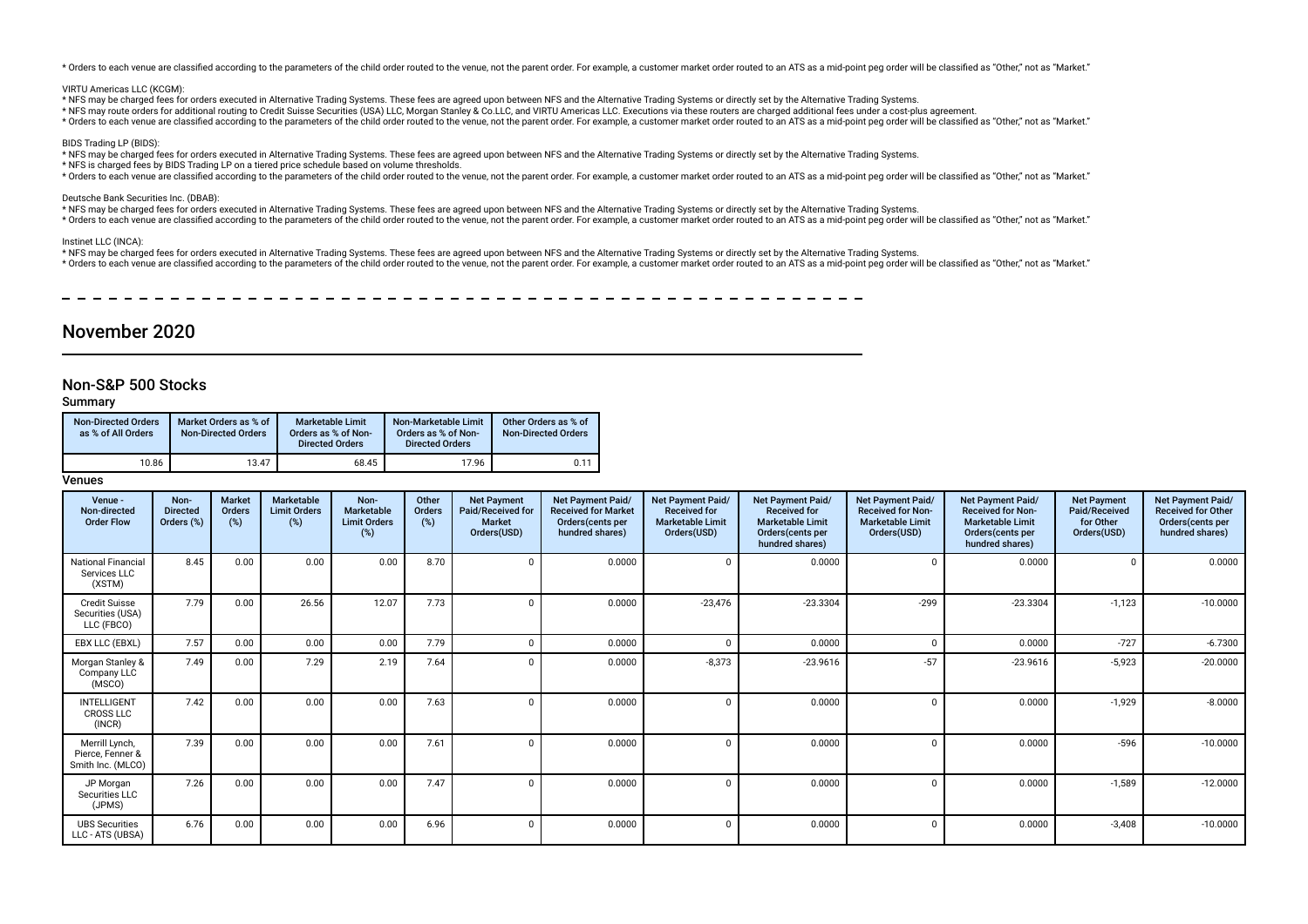* Orders to each venue are classified according to the parameters of the child order routed to the venue, not the parent order. For example, a customer market order routed to an ATS as a mid-point peg order will be classified as "Other," not as "Market."

VIRTU Americas LLC (KCGM):

* NFS may be charged fees for orders executed in Alternative Trading Systems. These fees are agreed upon between NFS and the Alternative Trading Systems or directly set by the Alternative Trading Systems.
* NFS may route orders for additional routing to Credit Suisse Securities (USA) LLC, Morgan Stanley & Co.LLC, and VIRTU Americas LLC. Executions via these routers are charged additional fees under a cost-plus agreement.
* Orders to each venue are classified according to the parameters of the child order routed to the venue, not the parent order. For example, a customer market order routed to an ATS as a mid-point peg order will be classified as "Other," not as "Market."

BIDS Trading LP (BIDS):

* NFS may be charged fees for orders executed in Alternative Trading Systems. These fees are agreed upon between NFS and the Alternative Trading Systems or directly set by the Alternative Trading Systems.
* NFS is charged fees by BIDS Trading LP on a tiered price schedule based on volume thresholds.
* Orders to each venue are classified according to the parameters of the child order routed to the venue, not the parent order. For example, a customer market order routed to an ATS as a mid-point peg order will be classified as "Other," not as "Market."

Deutsche Bank Securities Inc. (DBAB):

* NFS may be charged fees for orders executed in Alternative Trading Systems. These fees are agreed upon between NFS and the Alternative Trading Systems or directly set by the Alternative Trading Systems.
* Orders to each venue are classified according to the parameters of the child order routed to the venue, not the parent order. For example, a customer market order routed to an ATS as a mid-point peg order will be classified as "Other," not as "Market."

Instinet LLC (INCA):

* NFS may be charged fees for orders executed in Alternative Trading Systems. These fees are agreed upon between NFS and the Alternative Trading Systems or directly set by the Alternative Trading Systems.
* Orders to each venue are classified according to the parameters of the child order routed to the venue, not the parent order. For example, a customer market order routed to an ATS as a mid-point peg order will be classified as "Other," not as "Market."

# November 2020

## Non-S&P 500 Stocks

### Summary

| Non-Directed Orders as % of All Orders | Market Orders as % of Non-Directed Orders | Marketable Limit Orders as % of Non-Directed Orders | Non-Marketable Limit Orders as % of Non-Directed Orders | Other Orders as % of Non-Directed Orders |
|---|---|---|---|---|
| 10.86 | 13.47 | 68.45 | 17.96 | 0.11 |

### Venues

| Venue - Non-directed Order Flow | Non-Directed Orders (%) | Market Orders (%) | Marketable Limit Orders (%) | Non-Marketable Limit Orders (%) | Other Orders (%) | Net Payment Paid/Received for Market Orders(USD) | Net Payment Paid/Received for Market Orders(cents per hundred shares) | Net Payment Paid/Received for Marketable Limit Orders(USD) | Net Payment Paid/Received for Marketable Limit Orders(cents per hundred shares) | Net Payment Paid/Received for Non-Marketable Limit Orders(USD) | Net Payment Paid/Received for Non-Marketable Limit Orders(cents per hundred shares) | Net Payment Paid/Received for Other Orders(USD) | Net Payment Paid/Received for Other Orders(cents per hundred shares) |
|---|---|---|---|---|---|---|---|---|---|---|---|---|---|
| National Financial Services LLC (XSTM) | 8.45 | 0.00 | 0.00 | 0.00 | 8.70 | 0 | 0.0000 | 0 | 0.0000 | 0 | 0.0000 | 0 | 0.0000 |
| Credit Suisse Securities (USA) LLC (FBCO) | 7.79 | 0.00 | 26.56 | 12.07 | 7.73 | 0 | 0.0000 | -23,476 | -23.3304 | -299 | -23.3304 | -1,123 | -10.0000 |
| EBX LLC (EBXL) | 7.57 | 0.00 | 0.00 | 0.00 | 7.79 | 0 | 0.0000 | 0 | 0.0000 | 0 | 0.0000 | -727 | -6.7300 |
| Morgan Stanley & Company LLC (MSCO) | 7.49 | 0.00 | 7.29 | 2.19 | 7.64 | 0 | 0.0000 | -8,373 | -23.9616 | -57 | -23.9616 | -5,923 | -20.0000 |
| INTELLIGENT CROSS LLC (INCR) | 7.42 | 0.00 | 0.00 | 0.00 | 7.63 | 0 | 0.0000 | 0 | 0.0000 | 0 | 0.0000 | -1,929 | -8.0000 |
| Merrill Lynch, Pierce, Fenner & Smith Inc. (MLCO) | 7.39 | 0.00 | 0.00 | 0.00 | 7.61 | 0 | 0.0000 | 0 | 0.0000 | 0 | 0.0000 | -596 | -10.0000 |
| JP Morgan Securities LLC (JPMS) | 7.26 | 0.00 | 0.00 | 0.00 | 7.47 | 0 | 0.0000 | 0 | 0.0000 | 0 | 0.0000 | -1,589 | -12.0000 |
| UBS Securities LLC - ATS (UBSA) | 6.76 | 0.00 | 0.00 | 0.00 | 6.96 | 0 | 0.0000 | 0 | 0.0000 | 0 | 0.0000 | -3,408 | -10.0000 |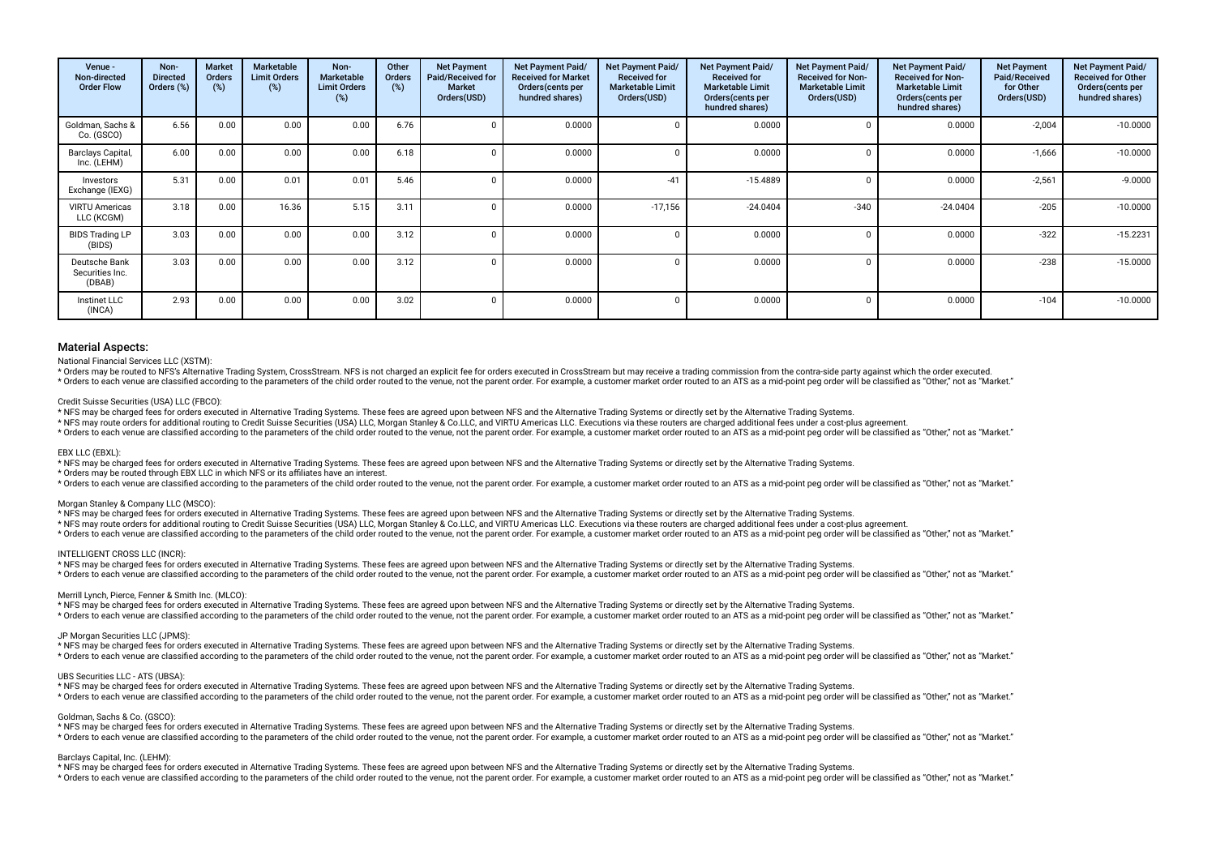| Venue - Non-directed Order Flow | Non-Directed Orders (%) | Market Orders (%) | Marketable Limit Orders (%) | Non-Marketable Limit Orders (%) | Other Orders (%) | Net Payment Paid/Received for Market Orders(USD) | Net Payment Paid/ Received for Market Orders(cents per hundred shares) | Net Payment Paid/ Received for Marketable Limit Orders(USD) | Net Payment Paid/ Received for Marketable Limit Orders(cents per hundred shares) | Net Payment Paid/ Received for Non-Marketable Limit Orders(USD) | Net Payment Paid/ Received for Non-Marketable Limit Orders(cents per hundred shares) | Net Payment Paid/Received for Other Orders(USD) | Net Payment Paid/ Received for Other Orders(cents per hundred shares) |
|---|---|---|---|---|---|---|---|---|---|---|---|---|---|
| Goldman, Sachs & Co. (GSCO) | 6.56 | 0.00 | 0.00 | 0.00 | 6.76 | 0 | 0.0000 | 0 | 0.0000 | 0 | 0.0000 | -2,004 | -10.0000 |
| Barclays Capital, Inc. (LEHM) | 6.00 | 0.00 | 0.00 | 0.00 | 6.18 | 0 | 0.0000 | 0 | 0.0000 | 0 | 0.0000 | -1,666 | -10.0000 |
| Investors Exchange (IEXG) | 5.31 | 0.00 | 0.01 | 0.01 | 5.46 | 0 | 0.0000 | -41 | -15.4889 | 0 | 0.0000 | -2,561 | -9.0000 |
| VIRTU Americas LLC (KCGM) | 3.18 | 0.00 | 16.36 | 5.15 | 3.11 | 0 | 0.0000 | -17,156 | -24.0404 | -340 | -24.0404 | -205 | -10.0000 |
| BIDS Trading LP (BIDS) | 3.03 | 0.00 | 0.00 | 0.00 | 3.12 | 0 | 0.0000 | 0 | 0.0000 | 0 | 0.0000 | -322 | -15.2231 |
| Deutsche Bank Securities Inc. (DBAB) | 3.03 | 0.00 | 0.00 | 0.00 | 3.12 | 0 | 0.0000 | 0 | 0.0000 | 0 | 0.0000 | -238 | -15.0000 |
| Instinet LLC (INCA) | 2.93 | 0.00 | 0.00 | 0.00 | 3.02 | 0 | 0.0000 | 0 | 0.0000 | 0 | 0.0000 | -104 | -10.0000 |

## Material Aspects:

National Financial Services LLC (XSTM):

* Orders may be routed to NFS's Alternative Trading System, CrossStream. NFS is not charged an explicit fee for orders executed in CrossStream but may receive a trading commission from the contra-side party against which the order executed.
* Orders to each venue are classified according to the parameters of the child order routed to the venue, not the parent order. For example, a customer market order routed to an ATS as a mid-point peg order will be classified as "Other," not as "Market."

Credit Suisse Securities (USA) LLC (FBCO):

* NFS may be charged fees for orders executed in Alternative Trading Systems. These fees are agreed upon between NFS and the Alternative Trading Systems or directly set by the Alternative Trading Systems.
* NFS may route orders for additional routing to Credit Suisse Securities (USA) LLC, Morgan Stanley & Co.LLC, and VIRTU Americas LLC. Executions via these routers are charged additional fees under a cost-plus agreement.
* Orders to each venue are classified according to the parameters of the child order routed to the venue, not the parent order. For example, a customer market order routed to an ATS as a mid-point peg order will be classified as "Other," not as "Market."

EBX LLC (EBXL):

* NFS may be charged fees for orders executed in Alternative Trading Systems. These fees are agreed upon between NFS and the Alternative Trading Systems or directly set by the Alternative Trading Systems.
* Orders may be routed through EBX LLC in which NFS or its affiliates have an interest.
* Orders to each venue are classified according to the parameters of the child order routed to the venue, not the parent order. For example, a customer market order routed to an ATS as a mid-point peg order will be classified as "Other," not as "Market."

Morgan Stanley & Company LLC (MSCO):

* NFS may be charged fees for orders executed in Alternative Trading Systems. These fees are agreed upon between NFS and the Alternative Trading Systems or directly set by the Alternative Trading Systems.
* NFS may route orders for additional routing to Credit Suisse Securities (USA) LLC, Morgan Stanley & Co.LLC, and VIRTU Americas LLC. Executions via these routers are charged additional fees under a cost-plus agreement.
* Orders to each venue are classified according to the parameters of the child order routed to the venue, not the parent order. For example, a customer market order routed to an ATS as a mid-point peg order will be classified as "Other," not as "Market."

INTELLIGENT CROSS LLC (INCR):

* NFS may be charged fees for orders executed in Alternative Trading Systems. These fees are agreed upon between NFS and the Alternative Trading Systems or directly set by the Alternative Trading Systems.
* Orders to each venue are classified according to the parameters of the child order routed to the venue, not the parent order. For example, a customer market order routed to an ATS as a mid-point peg order will be classified as "Other," not as "Market."

Merrill Lynch, Pierce, Fenner & Smith Inc. (MLCO):

* NFS may be charged fees for orders executed in Alternative Trading Systems. These fees are agreed upon between NFS and the Alternative Trading Systems or directly set by the Alternative Trading Systems.
* Orders to each venue are classified according to the parameters of the child order routed to the venue, not the parent order. For example, a customer market order routed to an ATS as a mid-point peg order will be classified as "Other," not as "Market."

JP Morgan Securities LLC (JPMS):

* NFS may be charged fees for orders executed in Alternative Trading Systems. These fees are agreed upon between NFS and the Alternative Trading Systems or directly set by the Alternative Trading Systems.
* Orders to each venue are classified according to the parameters of the child order routed to the venue, not the parent order. For example, a customer market order routed to an ATS as a mid-point peg order will be classified as "Other," not as "Market."

UBS Securities LLC - ATS (UBSA):

* NFS may be charged fees for orders executed in Alternative Trading Systems. These fees are agreed upon between NFS and the Alternative Trading Systems or directly set by the Alternative Trading Systems.
* Orders to each venue are classified according to the parameters of the child order routed to the venue, not the parent order. For example, a customer market order routed to an ATS as a mid-point peg order will be classified as "Other," not as "Market."

Goldman, Sachs & Co. (GSCO):

* NFS may be charged fees for orders executed in Alternative Trading Systems. These fees are agreed upon between NFS and the Alternative Trading Systems or directly set by the Alternative Trading Systems.
* Orders to each venue are classified according to the parameters of the child order routed to the venue, not the parent order. For example, a customer market order routed to an ATS as a mid-point peg order will be classified as "Other," not as "Market."

Barclays Capital, Inc. (LEHM):

* NFS may be charged fees for orders executed in Alternative Trading Systems. These fees are agreed upon between NFS and the Alternative Trading Systems or directly set by the Alternative Trading Systems.
* Orders to each venue are classified according to the parameters of the child order routed to the venue, not the parent order. For example, a customer market order routed to an ATS as a mid-point peg order will be classified as "Other," not as "Market."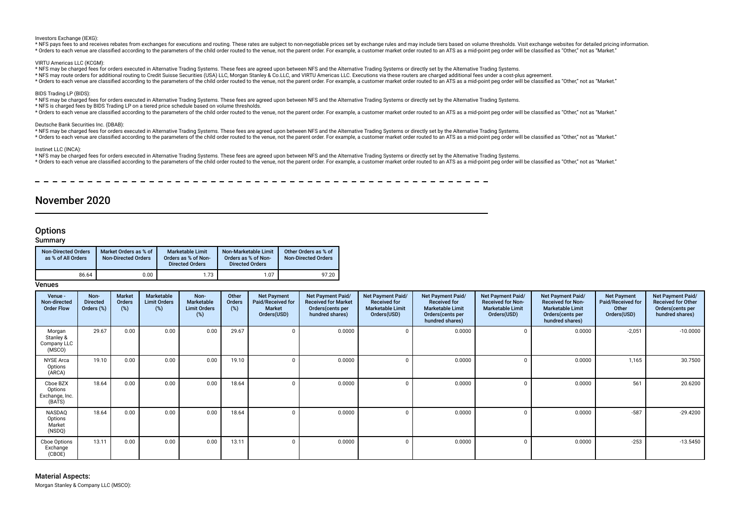Investors Exchange (IEXG):

* NFS pays fees to and receives rebates from exchanges for executions and routing. These rates are subject to non-negotiable prices set by exchange rules and may include tiers based on volume thresholds. Visit exchange websites for detailed pricing information.
* Orders to each venue are classified according to the parameters of the child order routed to the venue, not the parent order. For example, a customer market order routed to an ATS as a mid-point peg order will be classified as "Other," not as "Market."

VIRTU Americas LLC (KCGM):

* NFS may be charged fees for orders executed in Alternative Trading Systems. These fees are agreed upon between NFS and the Alternative Trading Systems or directly set by the Alternative Trading Systems.
* NFS may route orders for additional routing to Credit Suisse Securities (USA) LLC, Morgan Stanley & Co.LLC, and VIRTU Americas LLC. Executions via these routers are charged additional fees under a cost-plus agreement.
* Orders to each venue are classified according to the parameters of the child order routed to the venue, not the parent order. For example, a customer market order routed to an ATS as a mid-point peg order will be classified as "Other," not as "Market."

BIDS Trading LP (BIDS):

* NFS may be charged fees for orders executed in Alternative Trading Systems. These fees are agreed upon between NFS and the Alternative Trading Systems or directly set by the Alternative Trading Systems.
* NFS is charged fees by BIDS Trading LP on a tiered price schedule based on volume thresholds.
* Orders to each venue are classified according to the parameters of the child order routed to the venue, not the parent order. For example, a customer market order routed to an ATS as a mid-point peg order will be classified as "Other," not as "Market."

Deutsche Bank Securities Inc. (DBAB):

* NFS may be charged fees for orders executed in Alternative Trading Systems. These fees are agreed upon between NFS and the Alternative Trading Systems or directly set by the Alternative Trading Systems.
* Orders to each venue are classified according to the parameters of the child order routed to the venue, not the parent order. For example, a customer market order routed to an ATS as a mid-point peg order will be classified as "Other," not as "Market."

Instinet LLC (INCA):

* NFS may be charged fees for orders executed in Alternative Trading Systems. These fees are agreed upon between NFS and the Alternative Trading Systems or directly set by the Alternative Trading Systems.
* Orders to each venue are classified according to the parameters of the child order routed to the venue, not the parent order. For example, a customer market order routed to an ATS as a mid-point peg order will be classified as "Other," not as "Market."

# November 2020

## Options

### Summary

| Non-Directed Orders as % of All Orders | Market Orders as % of Non-Directed Orders | Marketable Limit Orders as % of Non-Directed Orders | Non-Marketable Limit Orders as % of Non-Directed Orders | Other Orders as % of Non-Directed Orders |
|---|---|---|---|---|
| 86.64 | 0.00 | 1.73 | 1.07 | 97.20 |

### Venues

| Venue - Non-directed Order Flow | Non-Directed Orders (%) | Market Orders (%) | Marketable Limit Orders (%) | Non-Marketable Limit Orders (%) | Other Orders (%) | Net Payment Paid/Received for Market Orders(USD) | Net Payment Paid/ Received for Market Orders(cents per hundred shares) | Net Payment Paid/ Received for Marketable Limit Orders(USD) | Net Payment Paid/ Received for Marketable Limit Orders(cents per hundred shares) | Net Payment Paid/ Received for Non-Marketable Limit Orders(USD) | Net Payment Paid/ Received for Non-Marketable Limit Orders(cents per hundred shares) | Net Payment Paid/Received for Other Orders(USD) | Net Payment Paid/ Received for Other Orders(cents per hundred shares) |
|---|---|---|---|---|---|---|---|---|---|---|---|---|---|
| Morgan Stanley & Company LLC (MSCO) | 29.67 | 0.00 | 0.00 | 0.00 | 29.67 | 0 | 0.0000 | 0 | 0.0000 | 0 | 0.0000 | -2,051 | -10.0000 |
| NYSE Arca Options (ARCA) | 19.10 | 0.00 | 0.00 | 0.00 | 19.10 | 0 | 0.0000 | 0 | 0.0000 | 0 | 0.0000 | 1,165 | 30.7500 |
| Cboe BZX Options Exchange, Inc. (BATS) | 18.64 | 0.00 | 0.00 | 0.00 | 18.64 | 0 | 0.0000 | 0 | 0.0000 | 0 | 0.0000 | 561 | 20.6200 |
| NASDAQ Options Market (NSDQ) | 18.64 | 0.00 | 0.00 | 0.00 | 18.64 | 0 | 0.0000 | 0 | 0.0000 | 0 | 0.0000 | -587 | -29.4200 |
| Cboe Options Exchange (CBOE) | 13.11 | 0.00 | 0.00 | 0.00 | 13.11 | 0 | 0.0000 | 0 | 0.0000 | 0 | 0.0000 | -253 | -13.5450 |

### Material Aspects:

Morgan Stanley & Company LLC (MSCO):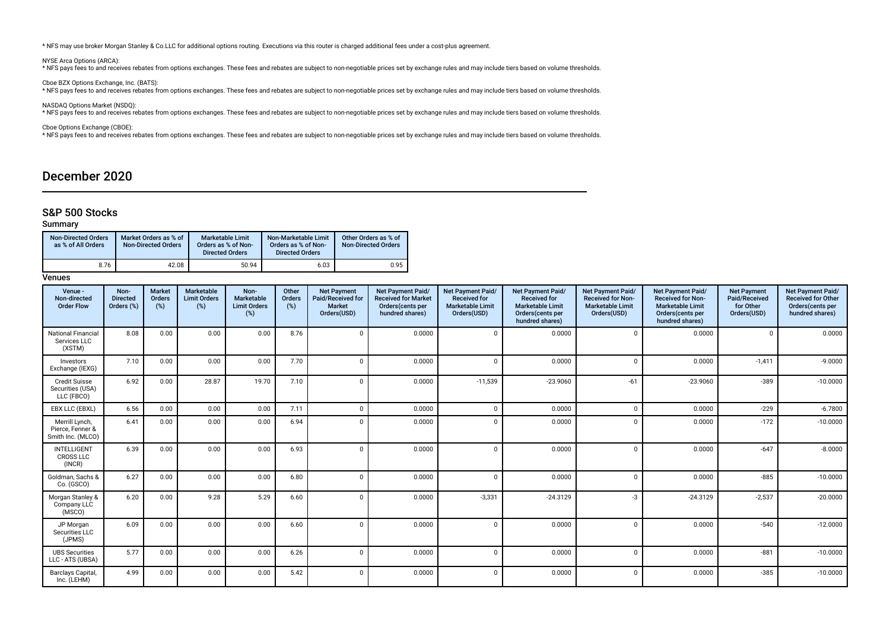* NFS may use broker Morgan Stanley & Co.LLC for additional options routing. Executions via this router is charged additional fees under a cost-plus agreement.

NYSE Arca Options (ARCA):
* NFS pays fees to and receives rebates from options exchanges. These fees and rebates are subject to non-negotiable prices set by exchange rules and may include tiers based on volume thresholds.

Cboe BZX Options Exchange, Inc. (BATS):
* NFS pays fees to and receives rebates from options exchanges. These fees and rebates are subject to non-negotiable prices set by exchange rules and may include tiers based on volume thresholds.

NASDAQ Options Market (NSDQ):
* NFS pays fees to and receives rebates from options exchanges. These fees and rebates are subject to non-negotiable prices set by exchange rules and may include tiers based on volume thresholds.

Cboe Options Exchange (CBOE):
* NFS pays fees to and receives rebates from options exchanges. These fees and rebates are subject to non-negotiable prices set by exchange rules and may include tiers based on volume thresholds.

# December 2020

## S&P 500 Stocks

### Summary

| Non-Directed Orders as % of All Orders | Market Orders as % of Non-Directed Orders | Marketable Limit Orders as % of Non-Directed Orders | Non-Marketable Limit Orders as % of Non-Directed Orders | Other Orders as % of Non-Directed Orders |
|---|---|---|---|---|
| 8.76 | 42.08 | 50.94 | 6.03 | 0.95 |

### Venues

| Venue - Non-directed Order Flow | Non-Directed Orders (%) | Market Orders (%) | Marketable Limit Orders (%) | Non-Marketable Limit Orders (%) | Other Orders (%) | Net Payment Paid/Received for Market Orders(USD) | Net Payment Paid/ Received for Market Orders(cents per hundred shares) | Net Payment Paid/ Received for Marketable Limit Orders(USD) | Net Payment Paid/ Received for Marketable Limit Orders(cents per hundred shares) | Net Payment Paid/ Received for Non-Marketable Limit Orders(USD) | Net Payment Paid/ Received for Non-Marketable Limit Orders(cents per hundred shares) | Net Payment Paid/Received for Other Orders(USD) | Net Payment Paid/ Received for Other Orders(cents per hundred shares) |
|---|---|---|---|---|---|---|---|---|---|---|---|---|---|
| National Financial Services LLC (XSTM) | 8.08 | 0.00 | 0.00 | 0.00 | 8.76 | 0 | 0.0000 | 0 | 0.0000 | 0 | 0.0000 | 0 | 0.0000 |
| Investors Exchange (IEXG) | 7.10 | 0.00 | 0.00 | 0.00 | 7.70 | 0 | 0.0000 | 0 | 0.0000 | 0 | 0.0000 | -1,411 | -9.0000 |
| Credit Suisse Securities (USA) LLC (FBCO) | 6.92 | 0.00 | 28.87 | 19.70 | 7.10 | 0 | 0.0000 | -11,539 | -23.9060 | -61 | -23.9060 | -389 | -10.0000 |
| EBX LLC (EBXL) | 6.56 | 0.00 | 0.00 | 0.00 | 7.11 | 0 | 0.0000 | 0 | 0.0000 | 0 | 0.0000 | -229 | -6.7800 |
| Merrill Lynch, Pierce, Fenner & Smith Inc. (MLCO) | 6.41 | 0.00 | 0.00 | 0.00 | 6.94 | 0 | 0.0000 | 0 | 0.0000 | 0 | 0.0000 | -172 | -10.0000 |
| INTELLIGENT CROSS LLC (INCR) | 6.39 | 0.00 | 0.00 | 0.00 | 6.93 | 0 | 0.0000 | 0 | 0.0000 | 0 | 0.0000 | -647 | -8.0000 |
| Goldman, Sachs & Co. (GSCO) | 6.27 | 0.00 | 0.00 | 0.00 | 6.80 | 0 | 0.0000 | 0 | 0.0000 | 0 | 0.0000 | -885 | -10.0000 |
| Morgan Stanley & Company LLC (MSCO) | 6.20 | 0.00 | 9.28 | 5.29 | 6.60 | 0 | 0.0000 | -3,331 | -24.3129 | -3 | -24.3129 | -2,537 | -20.0000 |
| JP Morgan Securities LLC (JPMS) | 6.09 | 0.00 | 0.00 | 0.00 | 6.60 | 0 | 0.0000 | 0 | 0.0000 | 0 | 0.0000 | -540 | -12.0000 |
| UBS Securities LLC - ATS (UBSA) | 5.77 | 0.00 | 0.00 | 0.00 | 6.26 | 0 | 0.0000 | 0 | 0.0000 | 0 | 0.0000 | -881 | -10.0000 |
| Barclays Capital, Inc. (LEHM) | 4.99 | 0.00 | 0.00 | 0.00 | 5.42 | 0 | 0.0000 | 0 | 0.0000 | 0 | 0.0000 | -385 | -10.0000 |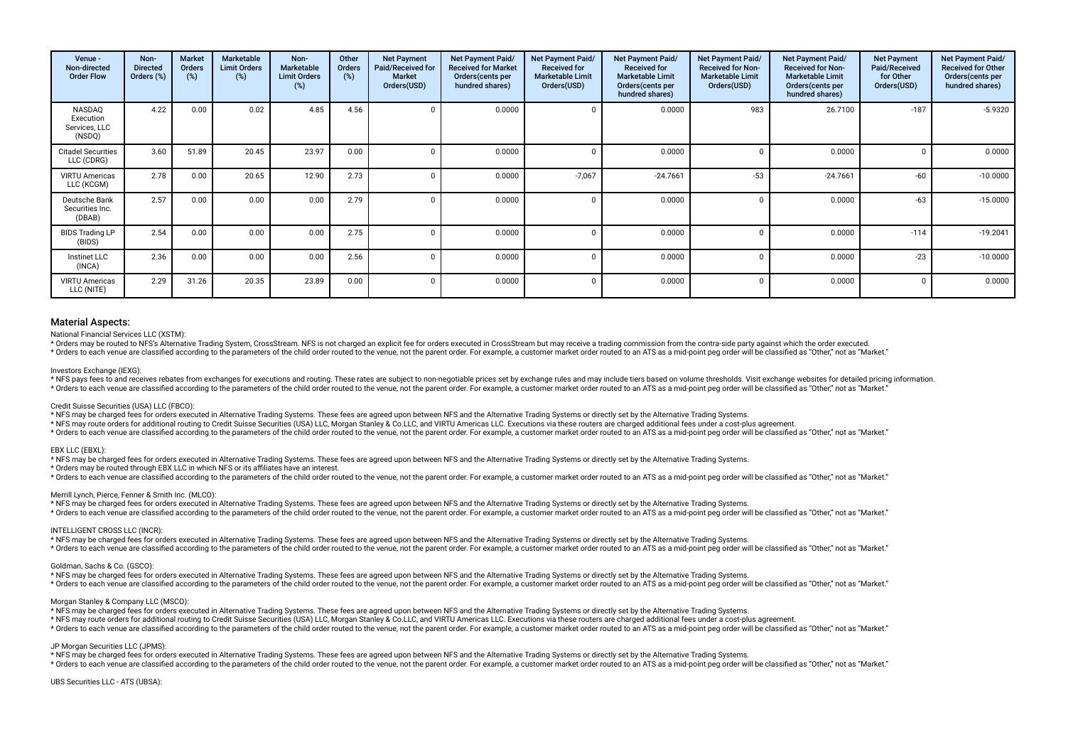| Venue - Non-directed Order Flow | Non-Directed Orders (%) | Market Orders (%) | Marketable Limit Orders (%) | Non-Marketable Limit Orders (%) | Other Orders (%) | Net Payment Paid/Received for Market Orders(USD) | Net Payment Paid/ Received for Market Orders(cents per hundred shares) | Net Payment Paid/ Received for Marketable Limit Orders(USD) | Net Payment Paid/ Received for Marketable Limit Orders(cents per hundred shares) | Net Payment Paid/ Received for Non-Marketable Limit Orders(USD) | Net Payment Paid/ Received for Non-Marketable Limit Orders(cents per hundred shares) | Net Payment Paid/Received for Other Orders(USD) | Net Payment Paid/ Received for Other Orders(cents per hundred shares) |
|---|---|---|---|---|---|---|---|---|---|---|---|---|---|
| NASDAQ Execution Services, LLC (NSDQ) | 4.22 | 0.00 | 0.02 | 4.85 | 4.56 | 0 | 0.0000 | 0 | 0.0000 | 983 | 26.7100 | -187 | -5.9320 |
| Citadel Securities LLC (CDRG) | 3.60 | 51.89 | 20.45 | 23.97 | 0.00 | 0 | 0.0000 | 0 | 0.0000 | 0 | 0.0000 | 0 | 0.0000 |
| VIRTU Americas LLC (KCGM) | 2.78 | 0.00 | 20.65 | 12.90 | 2.73 | 0 | 0.0000 | -7,067 | -24.7661 | -53 | -24.7661 | -60 | -10.0000 |
| Deutsche Bank Securities Inc. (DBAB) | 2.57 | 0.00 | 0.00 | 0.00 | 2.79 | 0 | 0.0000 | 0 | 0.0000 | 0 | 0.0000 | -63 | -15.0000 |
| BIDS Trading LP (BIDS) | 2.54 | 0.00 | 0.00 | 0.00 | 2.75 | 0 | 0.0000 | 0 | 0.0000 | 0 | 0.0000 | -114 | -19.2041 |
| Instinet LLC (INCA) | 2.36 | 0.00 | 0.00 | 0.00 | 2.56 | 0 | 0.0000 | 0 | 0.0000 | 0 | 0.0000 | -23 | -10.0000 |
| VIRTU Americas LLC (NITE) | 2.29 | 31.26 | 20.35 | 23.89 | 0.00 | 0 | 0.0000 | 0 | 0.0000 | 0 | 0.0000 | 0 | 0.0000 |

### Material Aspects:

National Financial Services LLC (XSTM):

* Orders may be routed to NFS's Alternative Trading System, CrossStream. NFS is not charged an explicit fee for orders executed in CrossStream but may receive a trading commission from the contra-side party against which the order executed.
* Orders to each venue are classified according to the parameters of the child order routed to the venue, not the parent order. For example, a customer market order routed to an ATS as a mid-point peg order will be classified as "Other," not as "Market."

Investors Exchange (IEXG):

* NFS pays fees to and receives rebates from exchanges for executions and routing. These rates are subject to non-negotiable prices set by exchange rules and may include tiers based on volume thresholds. Visit exchange websites for detailed pricing information.
* Orders to each venue are classified according to the parameters of the child order routed to the venue, not the parent order. For example, a customer market order routed to an ATS as a mid-point peg order will be classified as "Other," not as "Market."

Credit Suisse Securities (USA) LLC (FBCO):

* NFS may be charged fees for orders executed in Alternative Trading Systems. These fees are agreed upon between NFS and the Alternative Trading Systems or directly set by the Alternative Trading Systems.
* NFS may route orders for additional routing to Credit Suisse Securities (USA) LLC, Morgan Stanley & Co.LLC, and VIRTU Americas LLC. Executions via these routers are charged additional fees under a cost-plus agreement.
* Orders to each venue are classified according to the parameters of the child order routed to the venue, not the parent order. For example, a customer market order routed to an ATS as a mid-point peg order will be classified as "Other," not as "Market."

EBX LLC (EBXL):

* NFS may be charged fees for orders executed in Alternative Trading Systems. These fees are agreed upon between NFS and the Alternative Trading Systems or directly set by the Alternative Trading Systems.
* Orders may be routed through EBX LLC in which NFS or its affiliates have an interest.
* Orders to each venue are classified according to the parameters of the child order routed to the venue, not the parent order. For example, a customer market order routed to an ATS as a mid-point peg order will be classified as "Other," not as "Market."

Merrill Lynch, Pierce, Fenner & Smith Inc. (MLCO):

* NFS may be charged fees for orders executed in Alternative Trading Systems. These fees are agreed upon between NFS and the Alternative Trading Systems or directly set by the Alternative Trading Systems.
* Orders to each venue are classified according to the parameters of the child order routed to the venue, not the parent order. For example, a customer market order routed to an ATS as a mid-point peg order will be classified as "Other," not as "Market."

INTELLIGENT CROSS LLC (INCR):

* NFS may be charged fees for orders executed in Alternative Trading Systems. These fees are agreed upon between NFS and the Alternative Trading Systems or directly set by the Alternative Trading Systems.
* Orders to each venue are classified according to the parameters of the child order routed to the venue, not the parent order. For example, a customer market order routed to an ATS as a mid-point peg order will be classified as "Other," not as "Market."

Goldman, Sachs & Co. (GSCO):

* NFS may be charged fees for orders executed in Alternative Trading Systems. These fees are agreed upon between NFS and the Alternative Trading Systems or directly set by the Alternative Trading Systems.
* Orders to each venue are classified according to the parameters of the child order routed to the venue, not the parent order. For example, a customer market order routed to an ATS as a mid-point peg order will be classified as "Other," not as "Market."

Morgan Stanley & Company LLC (MSCO):

* NFS may be charged fees for orders executed in Alternative Trading Systems. These fees are agreed upon between NFS and the Alternative Trading Systems or directly set by the Alternative Trading Systems.
* NFS may route orders for additional routing to Credit Suisse Securities (USA) LLC, Morgan Stanley & Co.LLC, and VIRTU Americas LLC. Executions via these routers are charged additional fees under a cost-plus agreement.
* Orders to each venue are classified according to the parameters of the child order routed to the venue, not the parent order. For example, a customer market order routed to an ATS as a mid-point peg order will be classified as "Other," not as "Market."

JP Morgan Securities LLC (JPMS):

* NFS may be charged fees for orders executed in Alternative Trading Systems. These fees are agreed upon between NFS and the Alternative Trading Systems or directly set by the Alternative Trading Systems.
* Orders to each venue are classified according to the parameters of the child order routed to the venue, not the parent order. For example, a customer market order routed to an ATS as a mid-point peg order will be classified as "Other," not as "Market."

UBS Securities LLC - ATS (UBSA):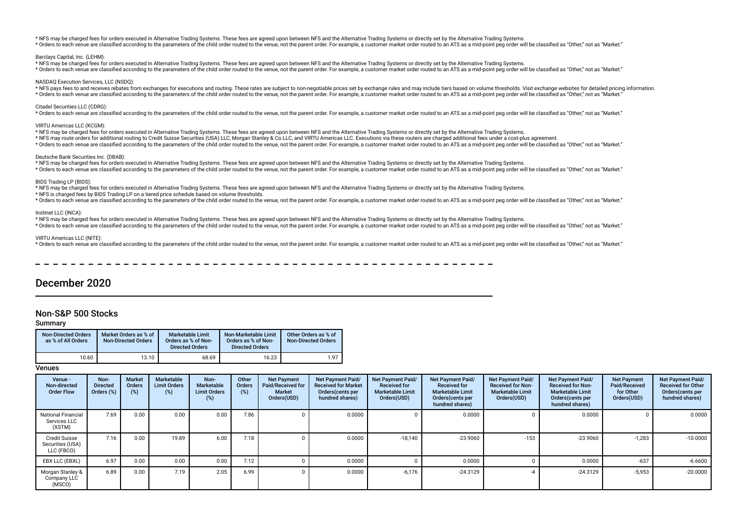* NFS may be charged fees for orders executed in Alternative Trading Systems. These fees are agreed upon between NFS and the Alternative Trading Systems or directly set by the Alternative Trading Systems.
* Orders to each venue are classified according to the parameters of the child order routed to the venue, not the parent order. For example, a customer market order routed to an ATS as a mid-point peg order will be classified as "Other," not as "Market."

Barclays Capital, Inc. (LEHM):
* NFS may be charged fees for orders executed in Alternative Trading Systems. These fees are agreed upon between NFS and the Alternative Trading Systems or directly set by the Alternative Trading Systems.
* Orders to each venue are classified according to the parameters of the child order routed to the venue, not the parent order. For example, a customer market order routed to an ATS as a mid-point peg order will be classified as "Other," not as "Market."

NASDAQ Execution Services, LLC (NSDQ):
* NFS pays fees to and receives rebates from exchanges for executions and routing. These rates are subject to non-negotiable prices set by exchange rules and may include tiers based on volume thresholds. Visit exchange websites for detailed pricing information.
* Orders to each venue are classified according to the parameters of the child order routed to the venue, not the parent order. For example, a customer market order routed to an ATS as a mid-point peg order will be classified as "Other," not as "Market."

Citadel Securities LLC (CDRG):
* Orders to each venue are classified according to the parameters of the child order routed to the venue, not the parent order. For example, a customer market order routed to an ATS as a mid-point peg order will be classified as "Other," not as "Market."

VIRTU Americas LLC (KCGM):
* NFS may be charged fees for orders executed in Alternative Trading Systems. These fees are agreed upon between NFS and the Alternative Trading Systems or directly set by the Alternative Trading Systems.
* NFS may route orders for additional routing to Credit Suisse Securities (USA) LLC, Morgan Stanley & Co.LLC, and VIRTU Americas LLC. Executions via these routers are charged additional fees under a cost-plus agreement.
* Orders to each venue are classified according to the parameters of the child order routed to the venue, not the parent order. For example, a customer market order routed to an ATS as a mid-point peg order will be classified as "Other," not as "Market."

Deutsche Bank Securities Inc. (DBAB):
* NFS may be charged fees for orders executed in Alternative Trading Systems. These fees are agreed upon between NFS and the Alternative Trading Systems or directly set by the Alternative Trading Systems.
* Orders to each venue are classified according to the parameters of the child order routed to the venue, not the parent order. For example, a customer market order routed to an ATS as a mid-point peg order will be classified as "Other," not as "Market."

BIDS Trading LP (BIDS):
* NFS may be charged fees for orders executed in Alternative Trading Systems. These fees are agreed upon between NFS and the Alternative Trading Systems or directly set by the Alternative Trading Systems.
* NFS is charged fees by BIDS Trading LP on a tiered price schedule based on volume thresholds.
* Orders to each venue are classified according to the parameters of the child order routed to the venue, not the parent order. For example, a customer market order routed to an ATS as a mid-point peg order will be classified as "Other," not as "Market."

Instinet LLC (INCA):
* NFS may be charged fees for orders executed in Alternative Trading Systems. These fees are agreed upon between NFS and the Alternative Trading Systems or directly set by the Alternative Trading Systems.
* Orders to each venue are classified according to the parameters of the child order routed to the venue, not the parent order. For example, a customer market order routed to an ATS as a mid-point peg order will be classified as "Other," not as "Market."

VIRTU Americas LLC (NITE):
* Orders to each venue are classified according to the parameters of the child order routed to the venue, not the parent order. For example, a customer market order routed to an ATS as a mid-point peg order will be classified as "Other," not as "Market."

# December 2020

## Non-S&P 500 Stocks

### Summary

| Non-Directed Orders as % of All Orders | Market Orders as % of Non-Directed Orders | Marketable Limit Orders as % of Non-Directed Orders | Non-Marketable Limit Orders as % of Non-Directed Orders | Other Orders as % of Non-Directed Orders |
|---|---|---|---|---|
| 10.60 | 13.10 | 68.69 | 16.23 | 1.97 |

### Venues

| Venue - Non-directed Order Flow | Non-Directed Orders (%) | Market Orders (%) | Marketable Limit Orders (%) | Non-Marketable Limit Orders (%) | Other Orders (%) | Net Payment Paid/Received for Market Orders(USD) | Net Payment Paid/ Received for Market Orders(cents per hundred shares) | Net Payment Paid/ Received for Marketable Limit Orders(USD) | Net Payment Paid/ Received for Marketable Limit Orders(cents per hundred shares) | Net Payment Paid/ Received for Non-Marketable Limit Orders(USD) | Net Payment Paid/ Received for Non-Marketable Limit Orders(cents per hundred shares) | Net Payment Paid/Received for Other Orders(USD) | Net Payment Paid/ Received for Other Orders(cents per hundred shares) |
|---|---|---|---|---|---|---|---|---|---|---|---|---|---|
| National Financial Services LLC (XSTM) | 7.69 | 0.00 | 0.00 | 0.00 | 7.86 | 0 | 0.0000 | 0 | 0.0000 | 0 | 0.0000 | 0 | 0.0000 |
| Credit Suisse Securities (USA) LLC (FBCO) | 7.16 | 0.00 | 19.89 | 6.00 | 7.18 | 0 | 0.0000 | -18,140 | -23.9060 | -153 | -23.9060 | -1,283 | -10.0000 |
| EBX LLC (EBXL) | 6.97 | 0.00 | 0.00 | 0.00 | 7.12 | 0 | 0.0000 | 0 | 0.0000 | 0 | 0.0000 | -637 | -6.6600 |
| Morgan Stanley & Company LLC (MSCO) | 6.89 | 0.00 | 7.19 | 2.05 | 6.99 | 0 | 0.0000 | -6,176 | -24.3129 | -4 | -24.3129 | -5,953 | -20.0000 |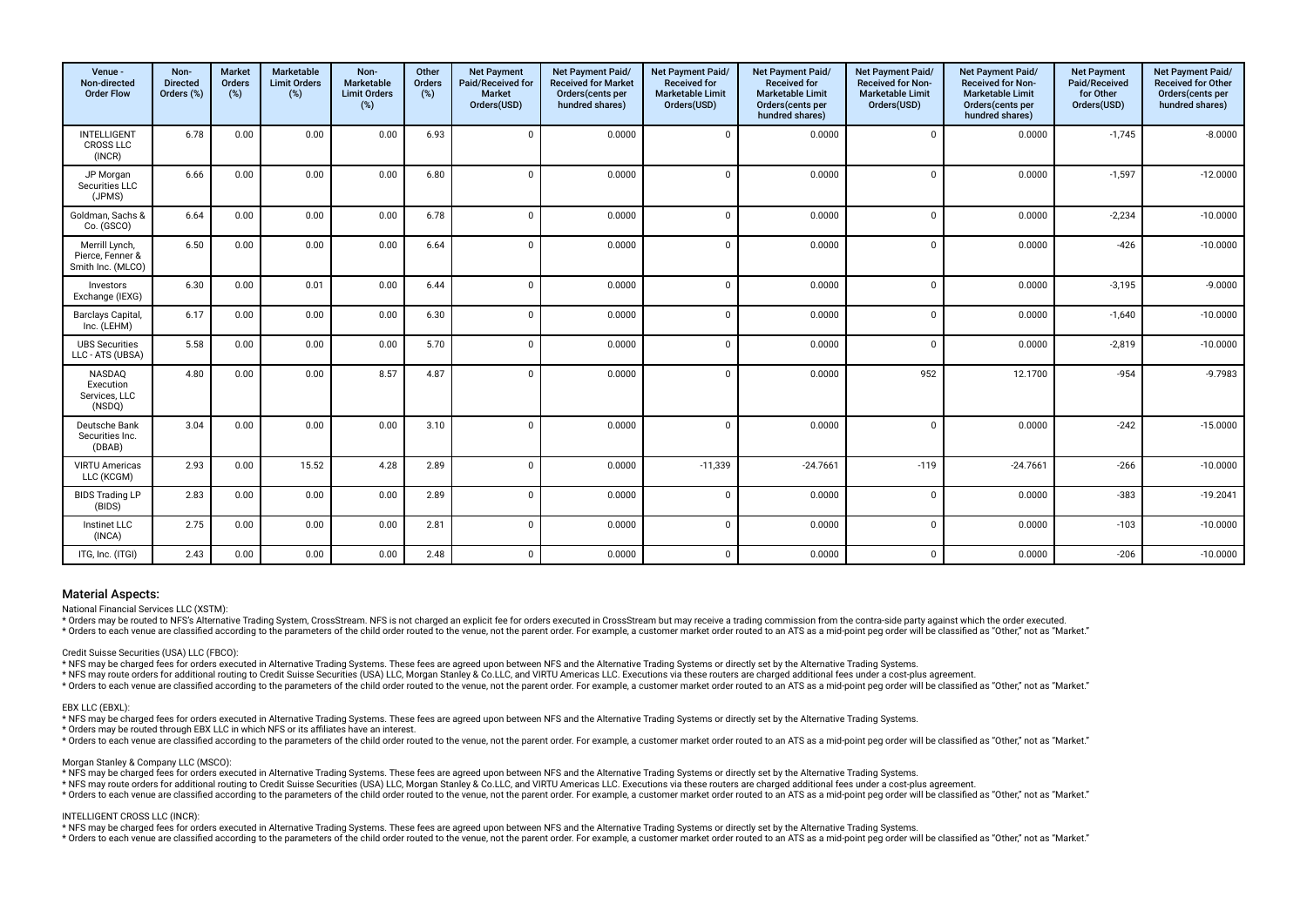| Venue - Non-directed Order Flow | Non-Directed Orders (%) | Market Orders (%) | Marketable Limit Orders (%) | Non-Marketable Limit Orders (%) | Other Orders (%) | Net Payment Paid/Received for Market Orders(USD) | Net Payment Paid/ Received for Market Orders(cents per hundred shares) | Net Payment Paid/ Received for Marketable Limit Orders(USD) | Net Payment Paid/ Received for Marketable Limit Orders(cents per hundred shares) | Net Payment Paid/ Received for Non-Marketable Limit Orders(USD) | Net Payment Paid/ Received for Non-Marketable Limit Orders(cents per hundred shares) | Net Payment Paid/Received for Other Orders(USD) | Net Payment Paid/ Received for Other Orders(cents per hundred shares) |
|---|---|---|---|---|---|---|---|---|---|---|---|---|---|
| INTELLIGENT CROSS LLC (INCR) | 6.78 | 0.00 | 0.00 | 0.00 | 6.93 | 0 | 0.0000 | 0 | 0.0000 | 0 | 0.0000 | -1,745 | -8.0000 |
| JP Morgan Securities LLC (JPMS) | 6.66 | 0.00 | 0.00 | 0.00 | 6.80 | 0 | 0.0000 | 0 | 0.0000 | 0 | 0.0000 | -1,597 | -12.0000 |
| Goldman, Sachs & Co. (GSCO) | 6.64 | 0.00 | 0.00 | 0.00 | 6.78 | 0 | 0.0000 | 0 | 0.0000 | 0 | 0.0000 | -2,234 | -10.0000 |
| Merrill Lynch, Pierce, Fenner & Smith Inc. (MLCO) | 6.50 | 0.00 | 0.00 | 0.00 | 6.64 | 0 | 0.0000 | 0 | 0.0000 | 0 | 0.0000 | -426 | -10.0000 |
| Investors Exchange (IEXG) | 6.30 | 0.00 | 0.01 | 0.00 | 6.44 | 0 | 0.0000 | 0 | 0.0000 | 0 | 0.0000 | -3,195 | -9.0000 |
| Barclays Capital, Inc. (LEHM) | 6.17 | 0.00 | 0.00 | 0.00 | 6.30 | 0 | 0.0000 | 0 | 0.0000 | 0 | 0.0000 | -1,640 | -10.0000 |
| UBS Securities LLC - ATS (UBSA) | 5.58 | 0.00 | 0.00 | 0.00 | 5.70 | 0 | 0.0000 | 0 | 0.0000 | 0 | 0.0000 | -2,819 | -10.0000 |
| NASDAQ Execution Services, LLC (NSDQ) | 4.80 | 0.00 | 0.00 | 8.57 | 4.87 | 0 | 0.0000 | 0 | 0.0000 | 952 | 12.1700 | -954 | -9.7983 |
| Deutsche Bank Securities Inc. (DBAB) | 3.04 | 0.00 | 0.00 | 0.00 | 3.10 | 0 | 0.0000 | 0 | 0.0000 | 0 | 0.0000 | -242 | -15.0000 |
| VIRTU Americas LLC (KCGM) | 2.93 | 0.00 | 15.52 | 4.28 | 2.89 | 0 | 0.0000 | -11,339 | -24.7661 | -119 | -24.7661 | -266 | -10.0000 |
| BIDS Trading LP (BIDS) | 2.83 | 0.00 | 0.00 | 0.00 | 2.89 | 0 | 0.0000 | 0 | 0.0000 | 0 | 0.0000 | -383 | -19.2041 |
| Instinet LLC (INCA) | 2.75 | 0.00 | 0.00 | 0.00 | 2.81 | 0 | 0.0000 | 0 | 0.0000 | 0 | 0.0000 | -103 | -10.0000 |
| ITG, Inc. (ITGI) | 2.43 | 0.00 | 0.00 | 0.00 | 2.48 | 0 | 0.0000 | 0 | 0.0000 | 0 | 0.0000 | -206 | -10.0000 |

## Material Aspects:

National Financial Services LLC (XSTM):

* Orders may be routed to NFS's Alternative Trading System, CrossStream. NFS is not charged an explicit fee for orders executed in CrossStream but may receive a trading commission from the contra-side party against which the order executed.
* Orders to each venue are classified according to the parameters of the child order routed to the venue, not the parent order. For example, a customer market order routed to an ATS as a mid-point peg order will be classified as "Other," not as "Market."

Credit Suisse Securities (USA) LLC (FBCO):

* NFS may be charged fees for orders executed in Alternative Trading Systems. These fees are agreed upon between NFS and the Alternative Trading Systems or directly set by the Alternative Trading Systems.
* NFS may route orders for additional routing to Credit Suisse Securities (USA) LLC, Morgan Stanley & Co.LLC, and VIRTU Americas LLC. Executions via these routers are charged additional fees under a cost-plus agreement.
* Orders to each venue are classified according to the parameters of the child order routed to the venue, not the parent order. For example, a customer market order routed to an ATS as a mid-point peg order will be classified as "Other," not as "Market."

EBX LLC (EBXL):

* NFS may be charged fees for orders executed in Alternative Trading Systems. These fees are agreed upon between NFS and the Alternative Trading Systems or directly set by the Alternative Trading Systems.
* Orders may be routed through EBX LLC in which NFS or its affiliates have an interest.
* Orders to each venue are classified according to the parameters of the child order routed to the venue, not the parent order. For example, a customer market order routed to an ATS as a mid-point peg order will be classified as "Other," not as "Market."

Morgan Stanley & Company LLC (MSCO):

* NFS may be charged fees for orders executed in Alternative Trading Systems. These fees are agreed upon between NFS and the Alternative Trading Systems or directly set by the Alternative Trading Systems.
* NFS may route orders for additional routing to Credit Suisse Securities (USA) LLC, Morgan Stanley & Co.LLC, and VIRTU Americas LLC. Executions via these routers are charged additional fees under a cost-plus agreement.
* Orders to each venue are classified according to the parameters of the child order routed to the venue, not the parent order. For example, a customer market order routed to an ATS as a mid-point peg order will be classified as "Other," not as "Market."

INTELLIGENT CROSS LLC (INCR):

* NFS may be charged fees for orders executed in Alternative Trading Systems. These fees are agreed upon between NFS and the Alternative Trading Systems or directly set by the Alternative Trading Systems.
* Orders to each venue are classified according to the parameters of the child order routed to the venue, not the parent order. For example, a customer market order routed to an ATS as a mid-point peg order will be classified as "Other," not as "Market."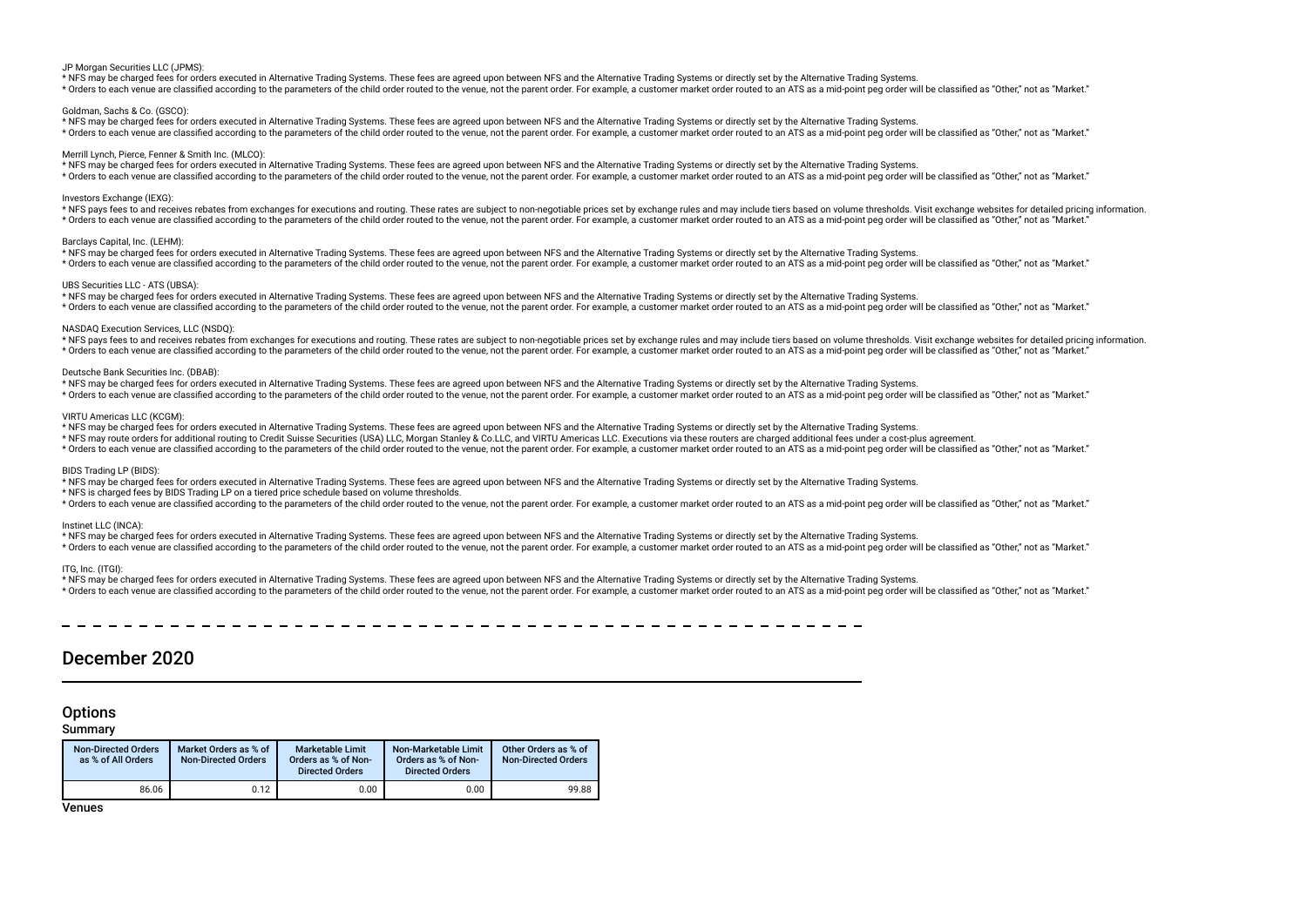JP Morgan Securities LLC (JPMS):

* NFS may be charged fees for orders executed in Alternative Trading Systems. These fees are agreed upon between NFS and the Alternative Trading Systems or directly set by the Alternative Trading Systems.
* Orders to each venue are classified according to the parameters of the child order routed to the venue, not the parent order. For example, a customer market order routed to an ATS as a mid-point peg order will be classified as "Other," not as "Market."

Goldman, Sachs & Co. (GSCO):

* NFS may be charged fees for orders executed in Alternative Trading Systems. These fees are agreed upon between NFS and the Alternative Trading Systems or directly set by the Alternative Trading Systems.
* Orders to each venue are classified according to the parameters of the child order routed to the venue, not the parent order. For example, a customer market order routed to an ATS as a mid-point peg order will be classified as "Other," not as "Market."

Merrill Lynch, Pierce, Fenner & Smith Inc. (MLCO):

* NFS may be charged fees for orders executed in Alternative Trading Systems. These fees are agreed upon between NFS and the Alternative Trading Systems or directly set by the Alternative Trading Systems.
* Orders to each venue are classified according to the parameters of the child order routed to the venue, not the parent order. For example, a customer market order routed to an ATS as a mid-point peg order will be classified as "Other," not as "Market."

Investors Exchange (IEXG):

* NFS pays fees to and receives rebates from exchanges for executions and routing. These rates are subject to non-negotiable prices set by exchange rules and may include tiers based on volume thresholds. Visit exchange websites for detailed pricing information.
* Orders to each venue are classified according to the parameters of the child order routed to the venue, not the parent order. For example, a customer market order routed to an ATS as a mid-point peg order will be classified as "Other," not as "Market."

Barclays Capital, Inc. (LEHM):

* NFS may be charged fees for orders executed in Alternative Trading Systems. These fees are agreed upon between NFS and the Alternative Trading Systems or directly set by the Alternative Trading Systems.
* Orders to each venue are classified according to the parameters of the child order routed to the venue, not the parent order. For example, a customer market order routed to an ATS as a mid-point peg order will be classified as "Other," not as "Market."

UBS Securities LLC - ATS (UBSA):

* NFS may be charged fees for orders executed in Alternative Trading Systems. These fees are agreed upon between NFS and the Alternative Trading Systems or directly set by the Alternative Trading Systems.
* Orders to each venue are classified according to the parameters of the child order routed to the venue, not the parent order. For example, a customer market order routed to an ATS as a mid-point peg order will be classified as "Other," not as "Market."

NASDAQ Execution Services, LLC (NSDQ):

* NFS pays fees to and receives rebates from exchanges for executions and routing. These rates are subject to non-negotiable prices set by exchange rules and may include tiers based on volume thresholds. Visit exchange websites for detailed pricing information.
* Orders to each venue are classified according to the parameters of the child order routed to the venue, not the parent order. For example, a customer market order routed to an ATS as a mid-point peg order will be classified as "Other," not as "Market."

Deutsche Bank Securities Inc. (DBAB):

* NFS may be charged fees for orders executed in Alternative Trading Systems. These fees are agreed upon between NFS and the Alternative Trading Systems or directly set by the Alternative Trading Systems.
* Orders to each venue are classified according to the parameters of the child order routed to the venue, not the parent order. For example, a customer market order routed to an ATS as a mid-point peg order will be classified as "Other," not as "Market."

VIRTU Americas LLC (KCGM):

* NFS may be charged fees for orders executed in Alternative Trading Systems. These fees are agreed upon between NFS and the Alternative Trading Systems or directly set by the Alternative Trading Systems.
* NFS may route orders for additional routing to Credit Suisse Securities (USA) LLC, Morgan Stanley & Co.LLC, and VIRTU Americas LLC. Executions via these routers are charged additional fees under a cost-plus agreement.
* Orders to each venue are classified according to the parameters of the child order routed to the venue, not the parent order. For example, a customer market order routed to an ATS as a mid-point peg order will be classified as "Other," not as "Market."

BIDS Trading LP (BIDS):

* NFS may be charged fees for orders executed in Alternative Trading Systems. These fees are agreed upon between NFS and the Alternative Trading Systems or directly set by the Alternative Trading Systems.
* NFS is charged fees by BIDS Trading LP on a tiered price schedule based on volume thresholds.
* Orders to each venue are classified according to the parameters of the child order routed to the venue, not the parent order. For example, a customer market order routed to an ATS as a mid-point peg order will be classified as "Other," not as "Market."

Instinet LLC (INCA):

* NFS may be charged fees for orders executed in Alternative Trading Systems. These fees are agreed upon between NFS and the Alternative Trading Systems or directly set by the Alternative Trading Systems.
* Orders to each venue are classified according to the parameters of the child order routed to the venue, not the parent order. For example, a customer market order routed to an ATS as a mid-point peg order will be classified as "Other," not as "Market."

ITG, Inc. (ITGI):

* NFS may be charged fees for orders executed in Alternative Trading Systems. These fees are agreed upon between NFS and the Alternative Trading Systems or directly set by the Alternative Trading Systems.
* Orders to each venue are classified according to the parameters of the child order routed to the venue, not the parent order. For example, a customer market order routed to an ATS as a mid-point peg order will be classified as "Other," not as "Market."

# December 2020

## Options

### Summary

| Non-Directed Orders as % of All Orders | Market Orders as % of Non-Directed Orders | Marketable Limit Orders as % of Non-Directed Orders | Non-Marketable Limit Orders as % of Non-Directed Orders | Other Orders as % of Non-Directed Orders |
|---|---|---|---|---|
| 86.06 | 0.12 | 0.00 | 0.00 | 99.88 |

### Venues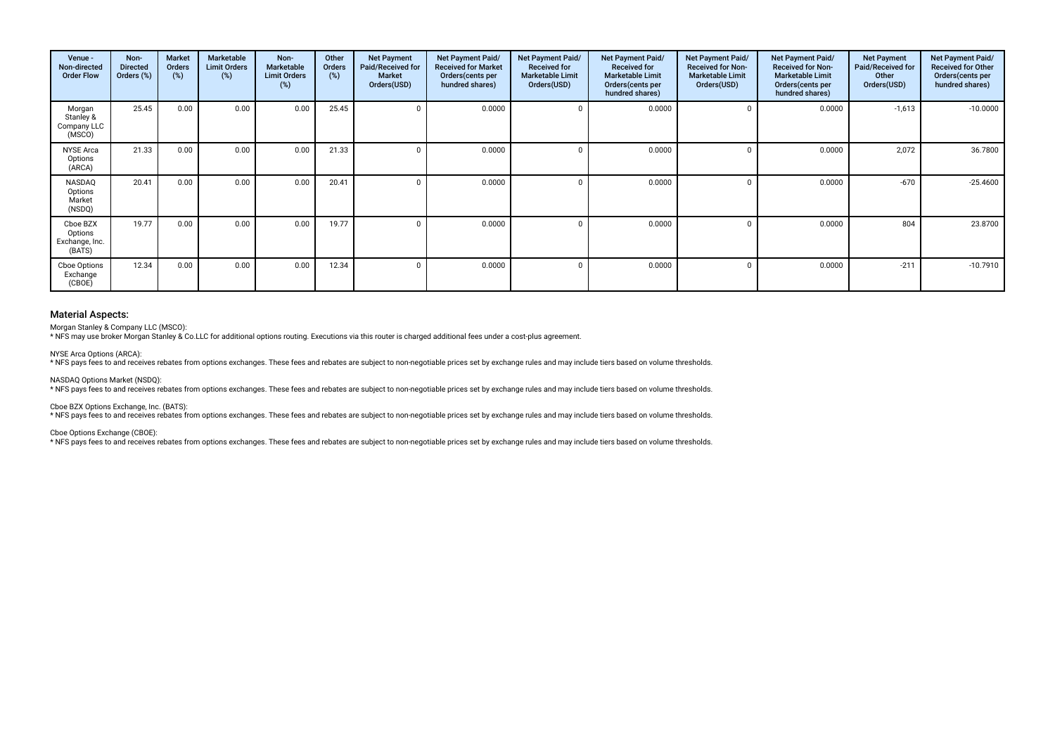| Venue - Non-directed Order Flow | Non-Directed Orders (%) | Market Orders (%) | Marketable Limit Orders (%) | Non-Marketable Limit Orders (%) | Other Orders (%) | Net Payment Paid/Received for Market Orders(USD) | Net Payment Paid/ Received for Market Orders(cents per hundred shares) | Net Payment Paid/ Received for Marketable Limit Orders(USD) | Net Payment Paid/ Received for Marketable Limit Orders(cents per hundred shares) | Net Payment Paid/ Received for Non-Marketable Limit Orders(USD) | Net Payment Paid/ Received for Non-Marketable Limit Orders(cents per hundred shares) | Net Payment Paid/Received for Other Orders(USD) | Net Payment Paid/ Received for Other Orders(cents per hundred shares) |
|---|---|---|---|---|---|---|---|---|---|---|---|---|---|
| Morgan Stanley & Company LLC (MSCO) | 25.45 | 0.00 | 0.00 | 0.00 | 25.45 | 0 | 0.0000 | 0 | 0.0000 | 0 | 0.0000 | -1,613 | -10.0000 |
| NYSE Arca Options (ARCA) | 21.33 | 0.00 | 0.00 | 0.00 | 21.33 | 0 | 0.0000 | 0 | 0.0000 | 0 | 0.0000 | 2,072 | 36.7800 |
| NASDAQ Options Market (NSDQ) | 20.41 | 0.00 | 0.00 | 0.00 | 20.41 | 0 | 0.0000 | 0 | 0.0000 | 0 | 0.0000 | -670 | -25.4600 |
| Cboe BZX Options Exchange, Inc. (BATS) | 19.77 | 0.00 | 0.00 | 0.00 | 19.77 | 0 | 0.0000 | 0 | 0.0000 | 0 | 0.0000 | 804 | 23.8700 |
| Cboe Options Exchange (CBOE) | 12.34 | 0.00 | 0.00 | 0.00 | 12.34 | 0 | 0.0000 | 0 | 0.0000 | 0 | 0.0000 | -211 | -10.7910 |

## Material Aspects:

Morgan Stanley & Company LLC (MSCO):
* NFS may use broker Morgan Stanley & Co.LLC for additional options routing. Executions via this router is charged additional fees under a cost-plus agreement.

NYSE Arca Options (ARCA):
* NFS pays fees to and receives rebates from options exchanges. These fees and rebates are subject to non-negotiable prices set by exchange rules and may include tiers based on volume thresholds.

NASDAQ Options Market (NSDQ):
* NFS pays fees to and receives rebates from options exchanges. These fees and rebates are subject to non-negotiable prices set by exchange rules and may include tiers based on volume thresholds.

Cboe BZX Options Exchange, Inc. (BATS):
* NFS pays fees to and receives rebates from options exchanges. These fees and rebates are subject to non-negotiable prices set by exchange rules and may include tiers based on volume thresholds.

Cboe Options Exchange (CBOE):
* NFS pays fees to and receives rebates from options exchanges. These fees and rebates are subject to non-negotiable prices set by exchange rules and may include tiers based on volume thresholds.